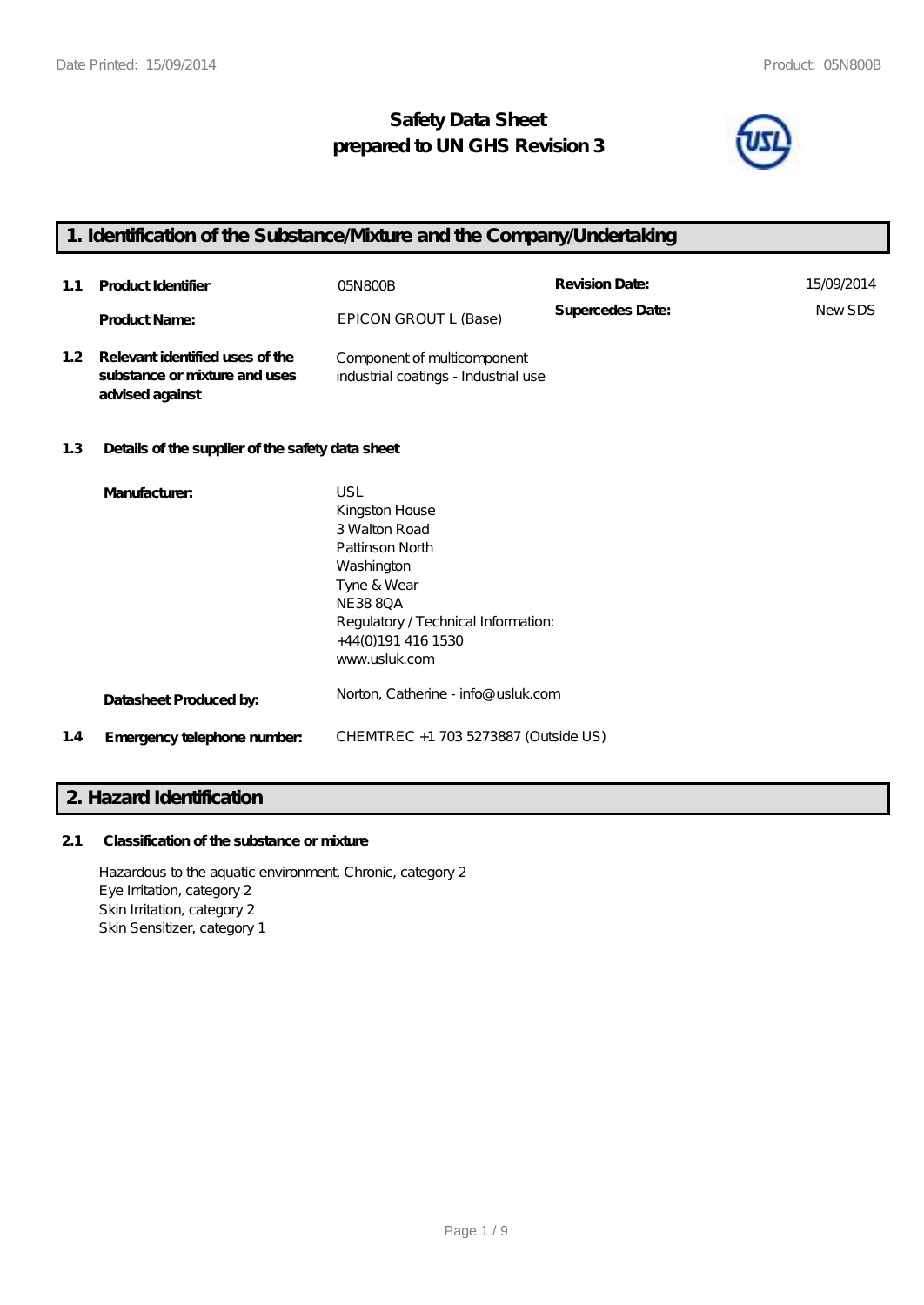# Safety Data Sheet
# prepared to UN GHS Revision 3

## 1. Identification of the Substance/Mixture and the Company/Undertaking

| | | | | |
|---|---|---|---|---|
| **1.1** | **Product Identifier** | 05N800B | **Revision Date:** | 15/09/2014 |
| | **Product Name:** | EPICON GROUT L (Base) | **Supercedes Date:** | New SDS |
| **1.2** | **Relevant identified uses of the substance or mixture and uses advised against** | Component of multicomponent industrial coatings - Industrial use | | |

**1.3 Details of the supplier of the safety data sheet**

**Manufacturer:**

USL
Kingston House
3 Walton Road
Pattinson North
Washington
Tyne & Wear
NE38 8QA
Regulatory / Technical Information:
+44(0)191 416 1530
www.usluk.com

**Datasheet Produced by:** Norton, Catherine - info@usluk.com

**1.4 Emergency telephone number:** CHEMTREC +1 703 5273887 (Outside US)

## 2. Hazard Identification

**2.1 Classification of the substance or mixture**

Hazardous to the aquatic environment, Chronic, category 2
Eye Irritation, category 2
Skin Irritation, category 2
Skin Sensitizer, category 1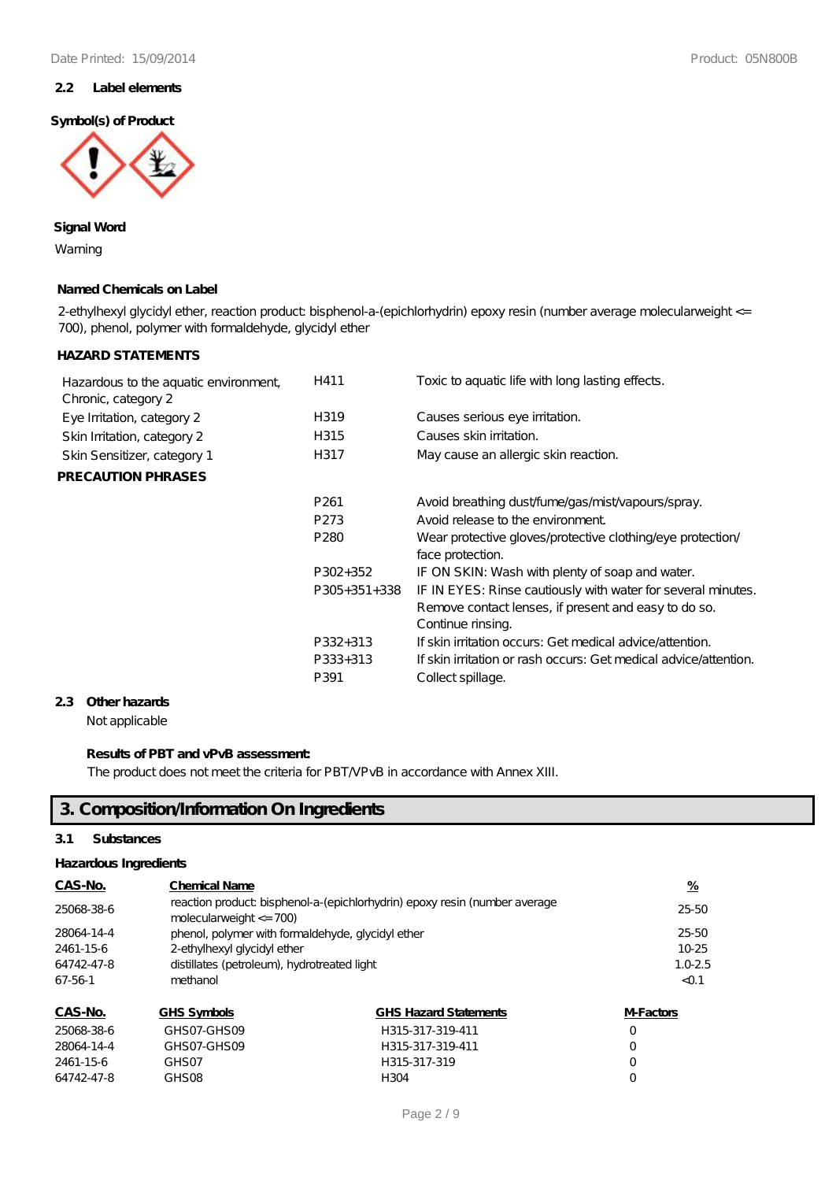## 2.2 Label elements

**Symbol(s) of Product**

**Signal Word**

Warning

**Named Chemicals on Label**

2-ethylhexyl glycidyl ether, reaction product: bisphenol-a-(epichlorhydrin) epoxy resin (number average molecularweight <= 700), phenol, polymer with formaldehyde, glycidyl ether

**HAZARD STATEMENTS**

| | | |
|---|---|---|
| Hazardous to the aquatic environment, Chronic, category 2 | H411 | Toxic to aquatic life with long lasting effects. |
| Eye Irritation, category 2 | H319 | Causes serious eye irritation. |
| Skin Irritation, category 2 | H315 | Causes skin irritation. |
| Skin Sensitizer, category 1 | H317 | May cause an allergic skin reaction. |

**PRECAUTION PHRASES**

| | |
|---|---|
| P261 | Avoid breathing dust/fume/gas/mist/vapours/spray. |
| P273 | Avoid release to the environment. |
| P280 | Wear protective gloves/protective clothing/eye protection/ face protection. |
| P302+352 | IF ON SKIN: Wash with plenty of soap and water. |
| P305+351+338 | IF IN EYES: Rinse cautiously with water for several minutes. Remove contact lenses, if present and easy to do so. Continue rinsing. |
| P332+313 | If skin irritation occurs: Get medical advice/attention. |
| P333+313 | If skin irritation or rash occurs: Get medical advice/attention. |
| P391 | Collect spillage. |

## 2.3 Other hazards

Not applicable

**Results of PBT and vPvB assessment:**

The product does not meet the criteria for PBT/VPvB in accordance with Annex XIII.

# 3. Composition/Information On Ingredients

## 3.1 Substances

**Hazardous Ingredients**

| CAS-No. | Chemical Name | % |
|---|---|---|
| 25068-38-6 | reaction product: bisphenol-a-(epichlorhydrin) epoxy resin (number average molecularweight <= 700) | 25-50 |
| 28064-14-4 | phenol, polymer with formaldehyde, glycidyl ether | 25-50 |
| 2461-15-6 | 2-ethylhexyl glycidyl ether | 10-25 |
| 64742-47-8 | distillates (petroleum), hydrotreated light | 1.0-2.5 |
| 67-56-1 | methanol | <0.1 |

| CAS-No. | GHS Symbols | GHS Hazard Statements | M-Factors |
|---|---|---|---|
| 25068-38-6 | GHS07-GHS09 | H315-317-319-411 | 0 |
| 28064-14-4 | GHS07-GHS09 | H315-317-319-411 | 0 |
| 2461-15-6 | GHS07 | H315-317-319 | 0 |
| 64742-47-8 | GHS08 | H304 | 0 |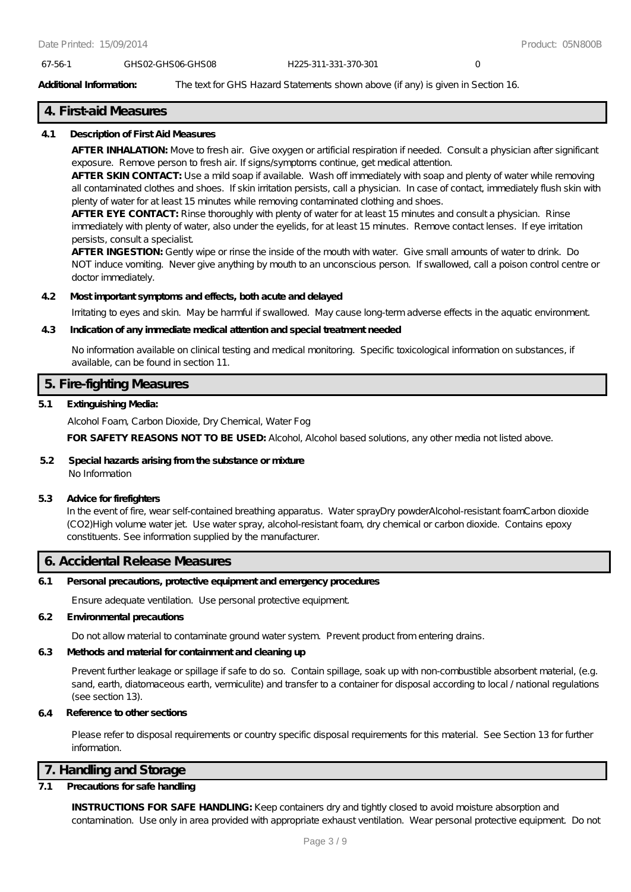| 67-56-1 | GHS02-GHS06-GHS08 | H225-311-331-370-301 | 0 |
|---|---|---|---|

**Additional Information:** The text for GHS Hazard Statements shown above (if any) is given in Section 16.

## 4. First-aid Measures

### 4.1 Description of First Aid Measures

**AFTER INHALATION:** Move to fresh air. Give oxygen or artificial respiration if needed. Consult a physician after significant exposure. Remove person to fresh air. If signs/symptoms continue, get medical attention.

**AFTER SKIN CONTACT:** Use a mild soap if available. Wash off immediately with soap and plenty of water while removing all contaminated clothes and shoes. If skin irritation persists, call a physician. In case of contact, immediately flush skin with plenty of water for at least 15 minutes while removing contaminated clothing and shoes.

**AFTER EYE CONTACT:** Rinse thoroughly with plenty of water for at least 15 minutes and consult a physician. Rinse immediately with plenty of water, also under the eyelids, for at least 15 minutes. Remove contact lenses. If eye irritation persists, consult a specialist.

**AFTER INGESTION:** Gently wipe or rinse the inside of the mouth with water. Give small amounts of water to drink. Do NOT induce vomiting. Never give anything by mouth to an unconscious person. If swallowed, call a poison control centre or doctor immediately.

### 4.2 Most important symptoms and effects, both acute and delayed

Irritating to eyes and skin. May be harmful if swallowed. May cause long-term adverse effects in the aquatic environment.

### 4.3 Indication of any immediate medical attention and special treatment needed

No information available on clinical testing and medical monitoring. Specific toxicological information on substances, if available, can be found in section 11.

## 5. Fire-fighting Measures

### 5.1 Extinguishing Media:

Alcohol Foam, Carbon Dioxide, Dry Chemical, Water Fog

**FOR SAFETY REASONS NOT TO BE USED:** Alcohol, Alcohol based solutions, any other media not listed above.

### 5.2 Special hazards arising from the substance or mixture

No Information

### 5.3 Advice for firefighters

In the event of fire, wear self-contained breathing apparatus. Water sprayDry powderAlcohol-resistant foamCarbon dioxide (CO2)High volume water jet. Use water spray, alcohol-resistant foam, dry chemical or carbon dioxide. Contains epoxy constituents. See information supplied by the manufacturer.

## 6. Accidental Release Measures

### 6.1 Personal precautions, protective equipment and emergency procedures

Ensure adequate ventilation. Use personal protective equipment.

### 6.2 Environmental precautions

Do not allow material to contaminate ground water system. Prevent product from entering drains.

### 6.3 Methods and material for containment and cleaning up

Prevent further leakage or spillage if safe to do so. Contain spillage, soak up with non-combustible absorbent material, (e.g. sand, earth, diatomaceous earth, vermiculite) and transfer to a container for disposal according to local / national regulations (see section 13).

### 6.4 Reference to other sections

Please refer to disposal requirements or country specific disposal requirements for this material. See Section 13 for further information.

## 7. Handling and Storage

### 7.1 Precautions for safe handling

**INSTRUCTIONS FOR SAFE HANDLING:** Keep containers dry and tightly closed to avoid moisture absorption and contamination. Use only in area provided with appropriate exhaust ventilation. Wear personal protective equipment. Do not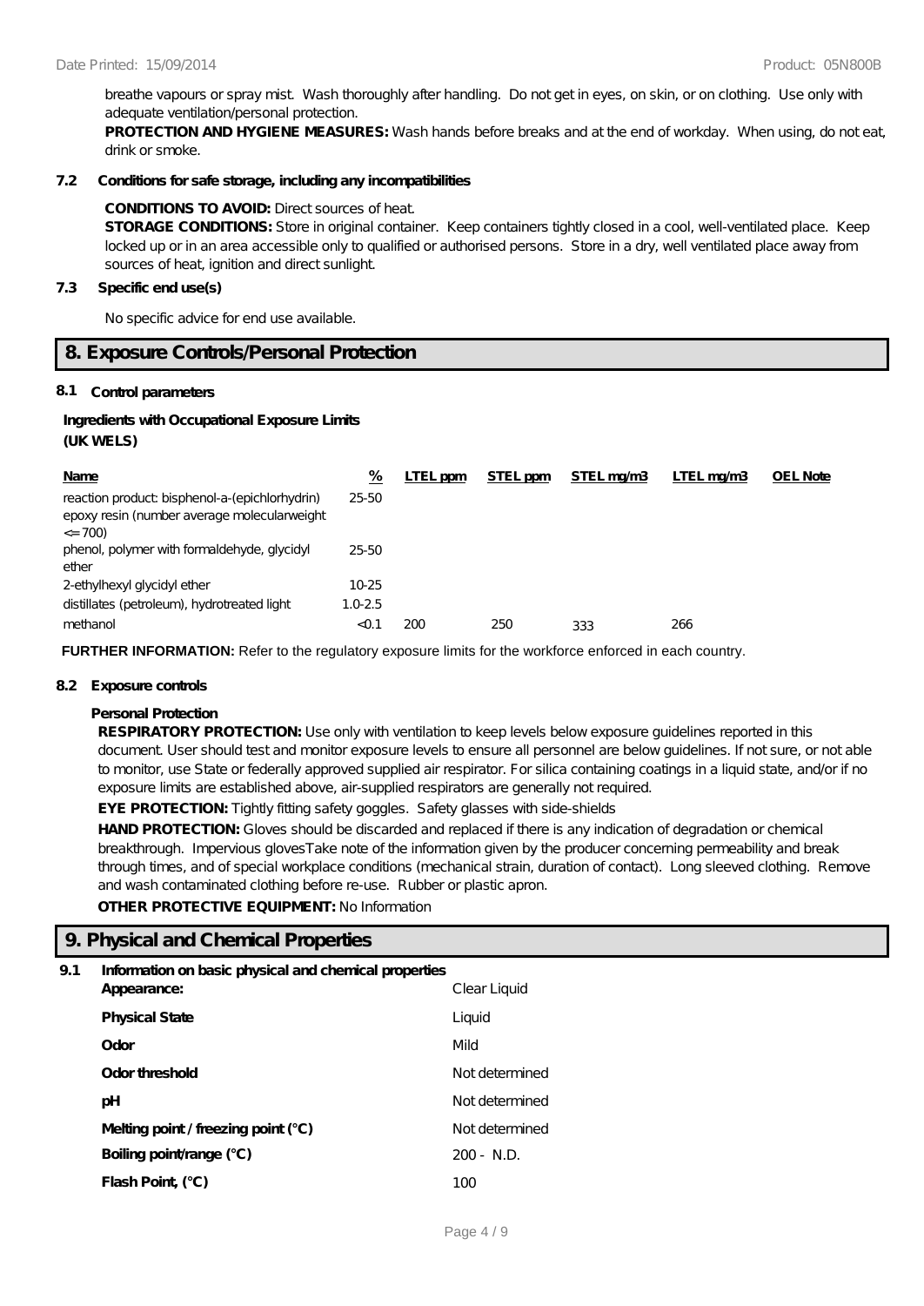breathe vapours or spray mist. Wash thoroughly after handling. Do not get in eyes, on skin, or on clothing. Use only with adequate ventilation/personal protection.

**PROTECTION AND HYGIENE MEASURES:** Wash hands before breaks and at the end of workday. When using, do not eat, drink or smoke.

**7.2 Conditions for safe storage, including any incompatibilities**

**CONDITIONS TO AVOID:** Direct sources of heat.

**STORAGE CONDITIONS:** Store in original container. Keep containers tightly closed in a cool, well-ventilated place. Keep locked up or in an area accessible only to qualified or authorised persons. Store in a dry, well ventilated place away from sources of heat, ignition and direct sunlight.

**7.3 Specific end use(s)**

No specific advice for end use available.

## 8. Exposure Controls/Personal Protection

**8.1 Control parameters**

**Ingredients with Occupational Exposure Limits (UK WELS)**

| Name | % | LTEL ppm | STEL ppm | STEL mg/m3 | LTEL mg/m3 | OEL Note |
|---|---|---|---|---|---|---|
| reaction product: bisphenol-a-(epichlorhydrin) epoxy resin (number average molecularweight <= 700) | 25-50 | | | | | |
| phenol, polymer with formaldehyde, glycidyl ether | 25-50 | | | | | |
| 2-ethylhexyl glycidyl ether | 10-25 | | | | | |
| distillates (petroleum), hydrotreated light | 1.0-2.5 | | | | | |
| methanol | <0.1 | 200 | 250 | 333 | 266 | |

**FURTHER INFORMATION:** Refer to the regulatory exposure limits for the workforce enforced in each country.

**8.2 Exposure controls**

**Personal Protection**

**RESPIRATORY PROTECTION:** Use only with ventilation to keep levels below exposure guidelines reported in this document. User should test and monitor exposure levels to ensure all personnel are below guidelines. If not sure, or not able to monitor, use State or federally approved supplied air respirator. For silica containing coatings in a liquid state, and/or if no exposure limits are established above, air-supplied respirators are generally not required.

**EYE PROTECTION:** Tightly fitting safety goggles. Safety glasses with side-shields

**HAND PROTECTION:** Gloves should be discarded and replaced if there is any indication of degradation or chemical breakthrough. Impervious glovesTake note of the information given by the producer concerning permeability and break through times, and of special workplace conditions (mechanical strain, duration of contact). Long sleeved clothing. Remove and wash contaminated clothing before re-use. Rubber or plastic apron.

**OTHER PROTECTIVE EQUIPMENT:** No Information

## 9. Physical and Chemical Properties

**9.1 Information on basic physical and chemical properties**

| | |
|---|---|
| **Appearance:** | Clear Liquid |
| **Physical State** | Liquid |
| **Odor** | Mild |
| **Odor threshold** | Not determined |
| **pH** | Not determined |
| **Melting point / freezing point (°C)** | Not determined |
| **Boiling point/range (°C)** | 200 - N.D. |
| **Flash Point, (°C)** | 100 |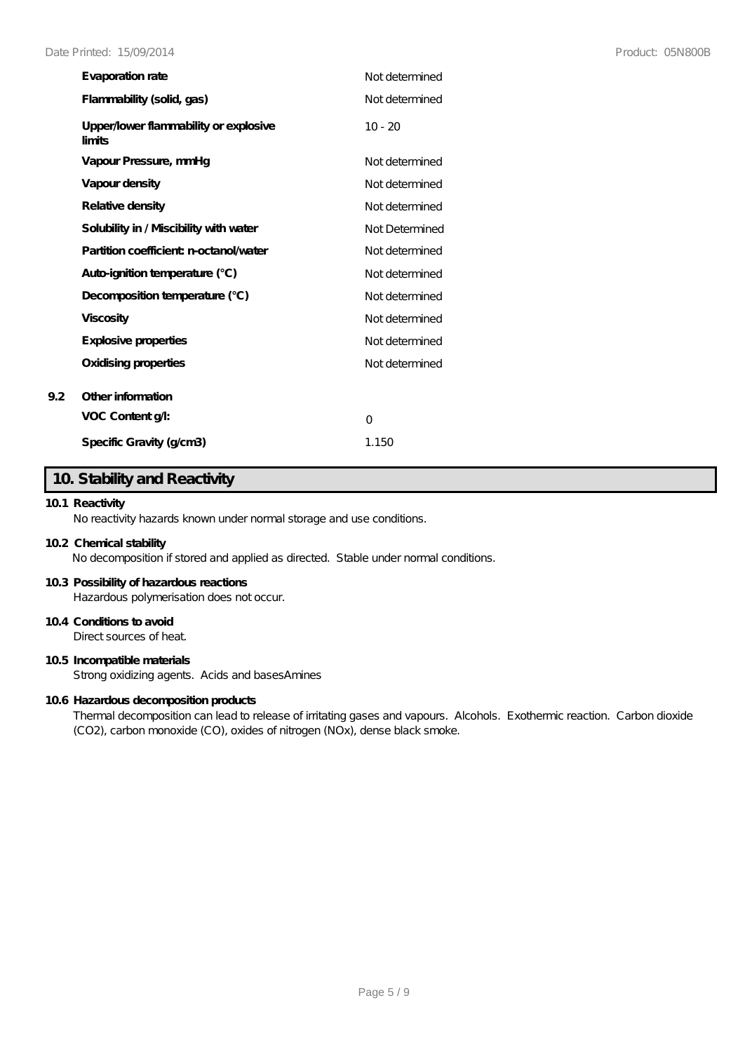| | |
|---|---|
| **Evaporation rate** | Not determined |
| **Flammability (solid, gas)** | Not determined |
| **Upper/lower flammability or explosive limits** | 10 - 20 |
| **Vapour Pressure, mmHg** | Not determined |
| **Vapour density** | Not determined |
| **Relative density** | Not determined |
| **Solubility in / Miscibility with water** | Not Determined |
| **Partition coefficient: n-octanol/water** | Not determined |
| **Auto-ignition temperature (°C)** | Not determined |
| **Decomposition temperature (°C)** | Not determined |
| **Viscosity** | Not determined |
| **Explosive properties** | Not determined |
| **Oxidising properties** | Not determined |

**9.2 Other information**

| | |
|---|---|
| **VOC Content g/l:** | 0 |
| **Specific Gravity (g/cm3)** | 1.150 |

## 10. Stability and Reactivity

**10.1 Reactivity**

No reactivity hazards known under normal storage and use conditions.

**10.2 Chemical stability**

No decomposition if stored and applied as directed. Stable under normal conditions.

**10.3 Possibility of hazardous reactions**

Hazardous polymerisation does not occur.

**10.4 Conditions to avoid**

Direct sources of heat.

**10.5 Incompatible materials**

Strong oxidizing agents. Acids and basesAmines

**10.6 Hazardous decomposition products**

Thermal decomposition can lead to release of irritating gases and vapours. Alcohols. Exothermic reaction. Carbon dioxide ($CO_2$), carbon monoxide (CO), oxides of nitrogen ($NO_x$), dense black smoke.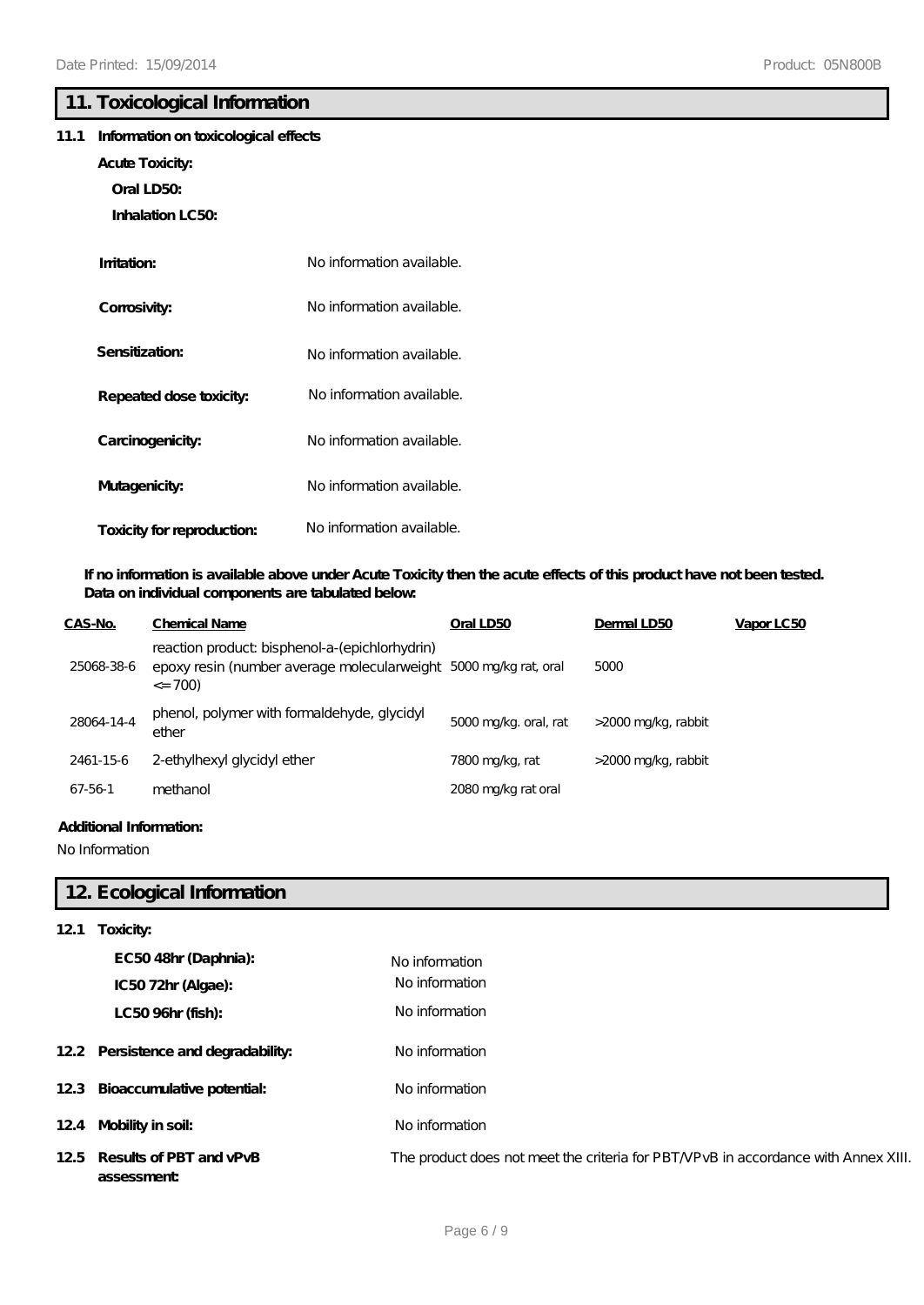## 11. Toxicological Information

**11.1 Information on toxicological effects**

**Acute Toxicity:**

**Oral LD50:**

**Inhalation LC50:**

**Irritation:** No information available.

**Corrosivity:** No information available.

**Sensitization:** No information available.

**Repeated dose toxicity:** No information available.

**Carcinogenicity:** No information available.

**Mutagenicity:** No information available.

**Toxicity for reproduction:** No information available.

**If no information is available above under Acute Toxicity then the acute effects of this product have not been tested. Data on individual components are tabulated below:**

| CAS-No. | Chemical Name | Oral LD50 | Dermal LD50 | Vapor LC50 |
|---|---|---|---|---|
| 25068-38-6 | reaction product: bisphenol-a-(epichlorhydrin) epoxy resin (number average molecularweight <= 700) | 5000 mg/kg rat, oral | 5000 | |
| 28064-14-4 | phenol, polymer with formaldehyde, glycidyl ether | 5000 mg/kg. oral, rat | >2000 mg/kg, rabbit | |
| 2461-15-6 | 2-ethylhexyl glycidyl ether | 7800 mg/kg, rat | >2000 mg/kg, rabbit | |
| 67-56-1 | methanol | 2080 mg/kg rat oral | | |

**Additional Information:**

No Information

## 12. Ecological Information

**12.1 Toxicity:**

**EC50 48hr (Daphnia):** No information

**IC50 72hr (Algae):** No information

**LC50 96hr (fish):** No information

**12.2 Persistence and degradability:** No information

**12.3 Bioaccumulative potential:** No information

**12.4 Mobility in soil:** No information

**12.5 Results of PBT and vPvB assessment:** The product does not meet the criteria for PBT/VPvB in accordance with Annex XIII.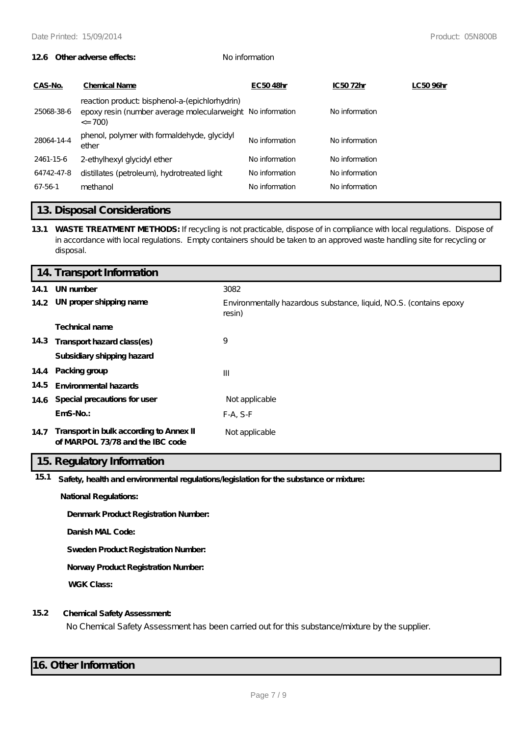**12.6 Other adverse effects:** No information

| CAS-No. | Chemical Name | EC50 48hr | IC50 72hr | LC50 96hr |
|---|---|---|---|---|
| 25068-38-6 | reaction product: bisphenol-a-(epichlorhydrin) epoxy resin (number average molecularweight <= 700) | No information | No information | |
| 28064-14-4 | phenol, polymer with formaldehyde, glycidyl ether | No information | No information | |
| 2461-15-6 | 2-ethylhexyl glycidyl ether | No information | No information | |
| 64742-47-8 | distillates (petroleum), hydrotreated light | No information | No information | |
| 67-56-1 | methanol | No information | No information | |

## 13. Disposal Considerations

**13.1 WASTE TREATMENT METHODS:** If recycling is not practicable, dispose of in compliance with local regulations. Dispose of in accordance with local regulations. Empty containers should be taken to an approved waste handling site for recycling or disposal.

## 14. Transport Information

| | | |
|---|---|---|
| **14.1** | **UN number** | 3082 |
| **14.2** | **UN proper shipping name** | Environmentally hazardous substance, liquid, NO.S. (contains epoxy resin) |
| | **Technical name** | |
| **14.3** | **Transport hazard class(es)** | 9 |
| | **Subsidiary shipping hazard** | |
| **14.4** | **Packing group** | III |
| **14.5** | **Environmental hazards** | |
| **14.6** | **Special precautions for user** | Not applicable |
| | **EmS-No.:** | F-A, S-F |
| **14.7** | **Transport in bulk according to Annex II of MARPOL 73/78 and the IBC code** | Not applicable |

## 15. Regulatory Information

**15.1 Safety, health and environmental regulations/legislation for the substance or mixture:**

**National Regulations:**

**Denmark Product Registration Number:**

**Danish MAL Code:**

**Sweden Product Registration Number:**

**Norway Product Registration Number:**

**WGK Class:**

**15.2 Chemical Safety Assessment:**

No Chemical Safety Assessment has been carried out for this substance/mixture by the supplier.

## 16. Other Information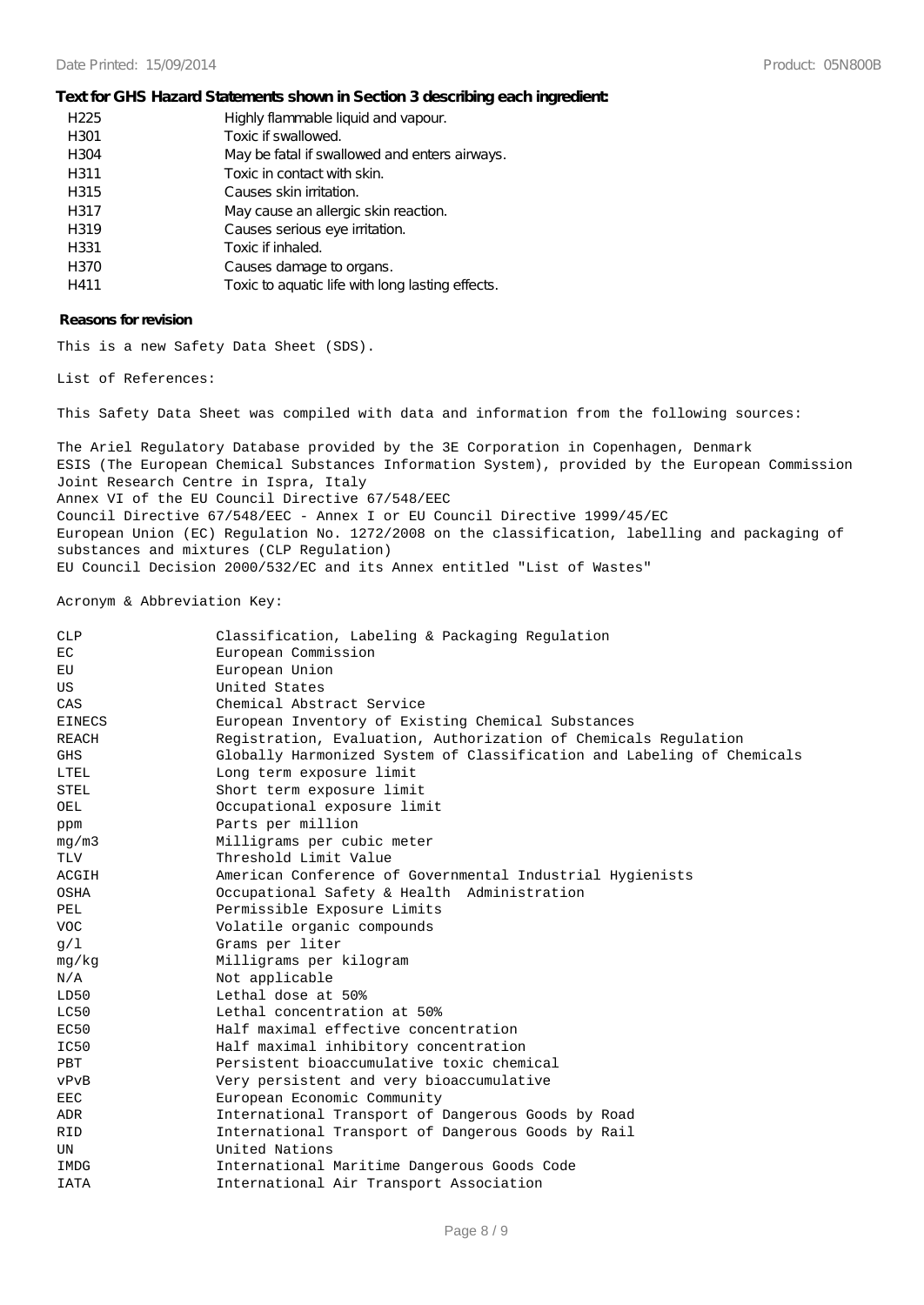**Text for GHS Hazard Statements shown in Section 3 describing each ingredient:**

| | |
|---|---|
| H225 | Highly flammable liquid and vapour. |
| H301 | Toxic if swallowed. |
| H304 | May be fatal if swallowed and enters airways. |
| H311 | Toxic in contact with skin. |
| H315 | Causes skin irritation. |
| H317 | May cause an allergic skin reaction. |
| H319 | Causes serious eye irritation. |
| H331 | Toxic if inhaled. |
| H370 | Causes damage to organs. |
| H411 | Toxic to aquatic life with long lasting effects. |

**Reasons for revision**

This is a new Safety Data Sheet (SDS).

List of References:

This Safety Data Sheet was compiled with data and information from the following sources:

The Ariel Regulatory Database provided by the 3E Corporation in Copenhagen, Denmark
ESIS (The European Chemical Substances Information System), provided by the European Commission Joint Research Centre in Ispra, Italy
Annex VI of the EU Council Directive 67/548/EEC
Council Directive 67/548/EEC - Annex I or EU Council Directive 1999/45/EC
European Union (EC) Regulation No. 1272/2008 on the classification, labelling and packaging of substances and mixtures (CLP Regulation)
EU Council Decision 2000/532/EC and its Annex entitled "List of Wastes"

Acronym & Abbreviation Key:

| | |
|---|---|
| CLP | Classification, Labeling & Packaging Regulation |
| EC | European Commission |
| EU | European Union |
| US | United States |
| CAS | Chemical Abstract Service |
| EINECS | European Inventory of Existing Chemical Substances |
| REACH | Registration, Evaluation, Authorization of Chemicals Regulation |
| GHS | Globally Harmonized System of Classification and Labeling of Chemicals |
| LTEL | Long term exposure limit |
| STEL | Short term exposure limit |
| OEL | Occupational exposure limit |
| ppm | Parts per million |
| mg/m3 | Milligrams per cubic meter |
| TLV | Threshold Limit Value |
| ACGIH | American Conference of Governmental Industrial Hygienists |
| OSHA | Occupational Safety & Health Administration |
| PEL | Permissible Exposure Limits |
| VOC | Volatile organic compounds |
| g/l | Grams per liter |
| mg/kg | Milligrams per kilogram |
| N/A | Not applicable |
| LD50 | Lethal dose at 50% |
| LC50 | Lethal concentration at 50% |
| EC50 | Half maximal effective concentration |
| IC50 | Half maximal inhibitory concentration |
| PBT | Persistent bioaccumulative toxic chemical |
| vPvB | Very persistent and very bioaccumulative |
| EEC | European Economic Community |
| ADR | International Transport of Dangerous Goods by Road |
| RID | International Transport of Dangerous Goods by Rail |
| UN | United Nations |
| IMDG | International Maritime Dangerous Goods Code |
| IATA | International Air Transport Association |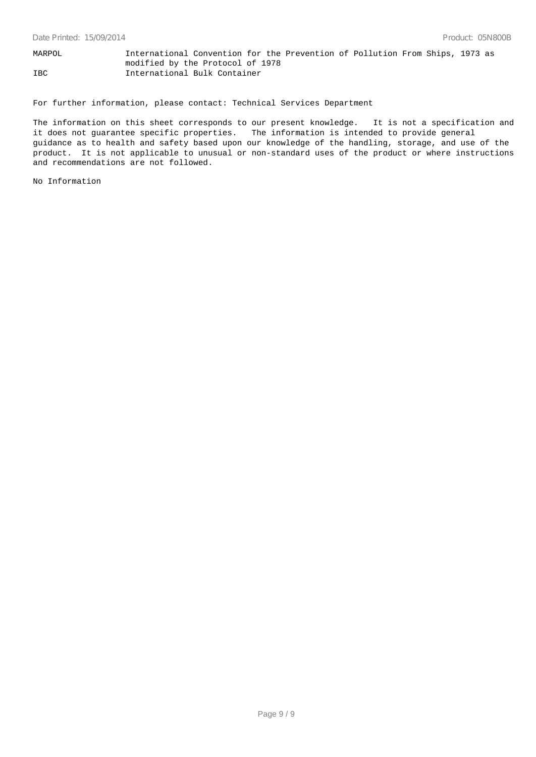| | |
|---|---|
| MARPOL | International Convention for the Prevention of Pollution From Ships, 1973 as modified by the Protocol of 1978 |
| IBC | International Bulk Container |

For further information, please contact: Technical Services Department

The information on this sheet corresponds to our present knowledge. It is not a specification and it does not guarantee specific properties. The information is intended to provide general guidance as to health and safety based upon our knowledge of the handling, storage, and use of the product. It is not applicable to unusual or non-standard uses of the product or where instructions and recommendations are not followed.

No Information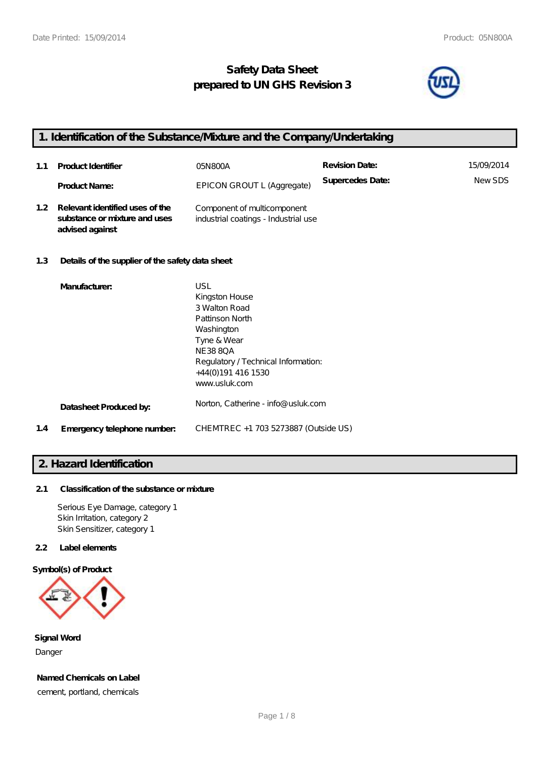# Safety Data Sheet
# prepared to UN GHS Revision 3

## 1. Identification of the Substance/Mixture and the Company/Undertaking

| | | | | |
|---|---|---|---|---|
| **1.1** | **Product Identifier** | 05N800A | **Revision Date:** | 15/09/2014 |
| | **Product Name:** | EPICON GROUT L (Aggregate) | **Supercedes Date:** | New SDS |
| **1.2** | **Relevant identified uses of the substance or mixture and uses advised against** | Component of multicomponent industrial coatings - Industrial use | | |

**1.3 Details of the supplier of the safety data sheet**

**Manufacturer:**

USL
Kingston House
3 Walton Road
Pattinson North
Washington
Tyne & Wear
NE38 8QA
Regulatory / Technical Information:
+44(0)191 416 1530
www.usluk.com

**Datasheet Produced by:** Norton, Catherine - info@usluk.com

**1.4 Emergency telephone number:** CHEMTREC +1 703 5273887 (Outside US)

## 2. Hazard Identification

**2.1 Classification of the substance or mixture**

Serious Eye Damage, category 1
Skin Irritation, category 2
Skin Sensitizer, category 1

**2.2 Label elements**

**Symbol(s) of Product**

**Signal Word**

Danger

**Named Chemicals on Label**

cement, portland, chemicals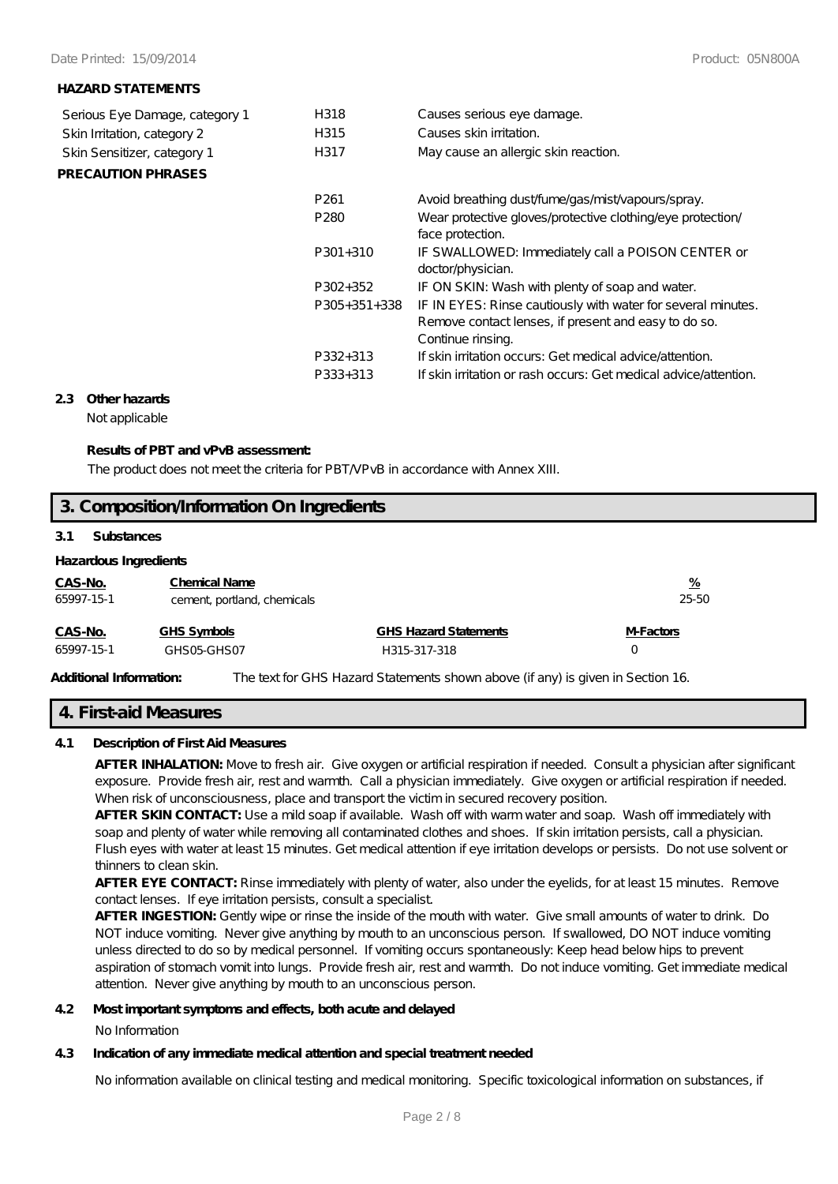**HAZARD STATEMENTS**

| | | |
|---|---|---|
| Serious Eye Damage, category 1 | H318 | Causes serious eye damage. |
| Skin Irritation, category 2 | H315 | Causes skin irritation. |
| Skin Sensitizer, category 1 | H317 | May cause an allergic skin reaction. |

**PRECAUTION PHRASES**

| | |
|---|---|
| P261 | Avoid breathing dust/fume/gas/mist/vapours/spray. |
| P280 | Wear protective gloves/protective clothing/eye protection/ face protection. |
| P301+310 | IF SWALLOWED: Immediately call a POISON CENTER or doctor/physician. |
| P302+352 | IF ON SKIN: Wash with plenty of soap and water. |
| P305+351+338 | IF IN EYES: Rinse cautiously with water for several minutes. Remove contact lenses, if present and easy to do so. Continue rinsing. |
| P332+313 | If skin irritation occurs: Get medical advice/attention. |
| P333+313 | If skin irritation or rash occurs: Get medical advice/attention. |

**2.3 Other hazards**

Not applicable

**Results of PBT and vPvB assessment:**

The product does not meet the criteria for PBT/VPvB in accordance with Annex XIII.

## 3. Composition/Information On Ingredients

**3.1 Substances**

**Hazardous Ingredients**

| CAS-No. | Chemical Name | % |
|---|---|---|
| 65997-15-1 | cement, portland, chemicals | 25-50 |

| CAS-No. | GHS Symbols | GHS Hazard Statements | M-Factors |
|---|---|---|---|
| 65997-15-1 | GHS05-GHS07 | H315-317-318 | 0 |

**Additional Information:** The text for GHS Hazard Statements shown above (if any) is given in Section 16.

## 4. First-aid Measures

**4.1 Description of First Aid Measures**

**AFTER INHALATION:** Move to fresh air. Give oxygen or artificial respiration if needed. Consult a physician after significant exposure. Provide fresh air, rest and warmth. Call a physician immediately. Give oxygen or artificial respiration if needed. When risk of unconsciousness, place and transport the victim in secured recovery position.

**AFTER SKIN CONTACT:** Use a mild soap if available. Wash off with warm water and soap. Wash off immediately with soap and plenty of water while removing all contaminated clothes and shoes. If skin irritation persists, call a physician. Flush eyes with water at least 15 minutes. Get medical attention if eye irritation develops or persists. Do not use solvent or thinners to clean skin.

**AFTER EYE CONTACT:** Rinse immediately with plenty of water, also under the eyelids, for at least 15 minutes. Remove contact lenses. If eye irritation persists, consult a specialist.

**AFTER INGESTION:** Gently wipe or rinse the inside of the mouth with water. Give small amounts of water to drink. Do NOT induce vomiting. Never give anything by mouth to an unconscious person. If swallowed, DO NOT induce vomiting unless directed to do so by medical personnel. If vomiting occurs spontaneously: Keep head below hips to prevent aspiration of stomach vomit into lungs. Provide fresh air, rest and warmth. Do not induce vomiting. Get immediate medical attention. Never give anything by mouth to an unconscious person.

**4.2 Most important symptoms and effects, both acute and delayed**

No Information

**4.3 Indication of any immediate medical attention and special treatment needed**

No information available on clinical testing and medical monitoring. Specific toxicological information on substances, if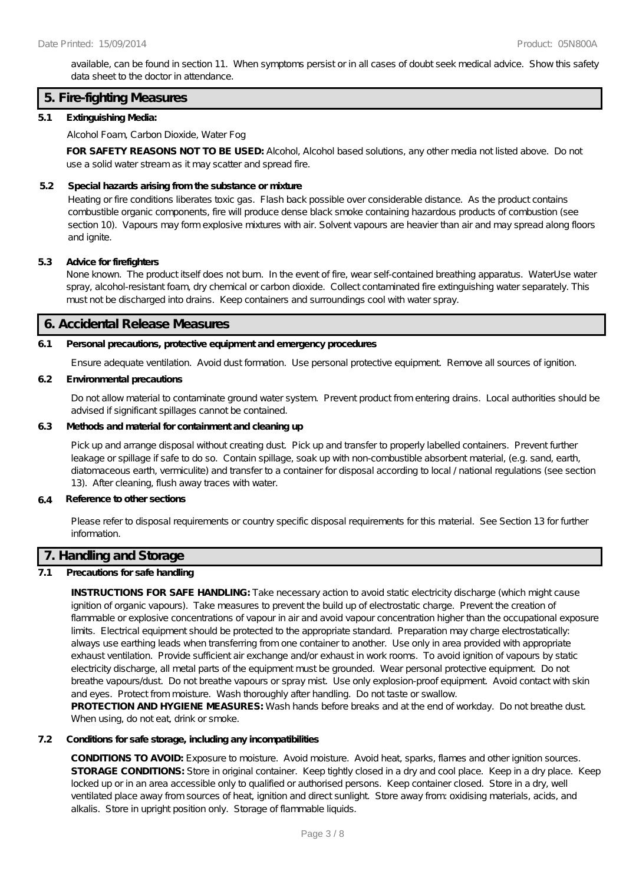available, can be found in section 11. When symptoms persist or in all cases of doubt seek medical advice. Show this safety data sheet to the doctor in attendance.

## 5. Fire-fighting Measures

**5.1 Extinguishing Media:**

Alcohol Foam, Carbon Dioxide, Water Fog

**FOR SAFETY REASONS NOT TO BE USED:** Alcohol, Alcohol based solutions, any other media not listed above. Do not use a solid water stream as it may scatter and spread fire.

**5.2 Special hazards arising from the substance or mixture**

Heating or fire conditions liberates toxic gas. Flash back possible over considerable distance. As the product contains combustible organic components, fire will produce dense black smoke containing hazardous products of combustion (see section 10). Vapours may form explosive mixtures with air. Solvent vapours are heavier than air and may spread along floors and ignite.

**5.3 Advice for firefighters**

None known. The product itself does not burn. In the event of fire, wear self-contained breathing apparatus. WaterUse water spray, alcohol-resistant foam, dry chemical or carbon dioxide. Collect contaminated fire extinguishing water separately. This must not be discharged into drains. Keep containers and surroundings cool with water spray.

## 6. Accidental Release Measures

**6.1 Personal precautions, protective equipment and emergency procedures**

Ensure adequate ventilation. Avoid dust formation. Use personal protective equipment. Remove all sources of ignition.

**6.2 Environmental precautions**

Do not allow material to contaminate ground water system. Prevent product from entering drains. Local authorities should be advised if significant spillages cannot be contained.

**6.3 Methods and material for containment and cleaning up**

Pick up and arrange disposal without creating dust. Pick up and transfer to properly labelled containers. Prevent further leakage or spillage if safe to do so. Contain spillage, soak up with non-combustible absorbent material, (e.g. sand, earth, diatomaceous earth, vermiculite) and transfer to a container for disposal according to local / national regulations (see section 13). After cleaning, flush away traces with water.

**6.4 Reference to other sections**

Please refer to disposal requirements or country specific disposal requirements for this material. See Section 13 for further information.

## 7. Handling and Storage

**7.1 Precautions for safe handling**

**INSTRUCTIONS FOR SAFE HANDLING:** Take necessary action to avoid static electricity discharge (which might cause ignition of organic vapours). Take measures to prevent the build up of electrostatic charge. Prevent the creation of flammable or explosive concentrations of vapour in air and avoid vapour concentration higher than the occupational exposure limits. Electrical equipment should be protected to the appropriate standard. Preparation may charge electrostatically: always use earthing leads when transferring from one container to another. Use only in area provided with appropriate exhaust ventilation. Provide sufficient air exchange and/or exhaust in work rooms. To avoid ignition of vapours by static electricity discharge, all metal parts of the equipment must be grounded. Wear personal protective equipment. Do not breathe vapours/dust. Do not breathe vapours or spray mist. Use only explosion-proof equipment. Avoid contact with skin and eyes. Protect from moisture. Wash thoroughly after handling. Do not taste or swallow.
**PROTECTION AND HYGIENE MEASURES:** Wash hands before breaks and at the end of workday. Do not breathe dust. When using, do not eat, drink or smoke.

**7.2 Conditions for safe storage, including any incompatibilities**

**CONDITIONS TO AVOID:** Exposure to moisture. Avoid moisture. Avoid heat, sparks, flames and other ignition sources.
**STORAGE CONDITIONS:** Store in original container. Keep tightly closed in a dry and cool place. Keep in a dry place. Keep locked up or in an area accessible only to qualified or authorised persons. Keep container closed. Store in a dry, well ventilated place away from sources of heat, ignition and direct sunlight. Store away from: oxidising materials, acids, and alkalis. Store in upright position only. Storage of flammable liquids.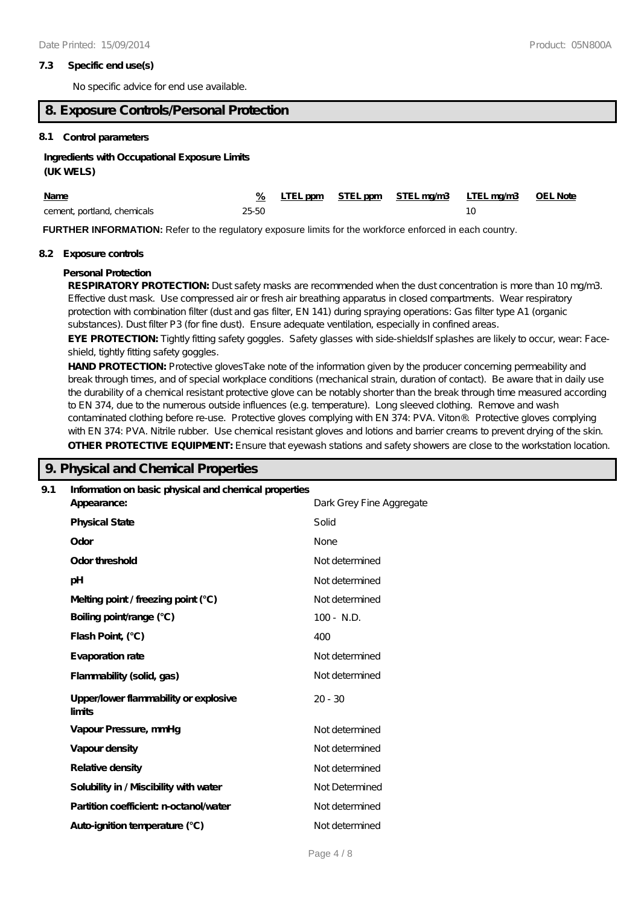### 7.3 Specific end use(s)

No specific advice for end use available.

## 8. Exposure Controls/Personal Protection

### 8.1 Control parameters

**Ingredients with Occupational Exposure Limits (UK WELS)**

| Name | % | LTEL ppm | STEL ppm | STEL mg/m3 | LTEL mg/m3 | OEL Note |
|---|---|---|---|---|---|---|
| cement, portland, chemicals | 25-50 | | | | 10 | |

**FURTHER INFORMATION:** Refer to the regulatory exposure limits for the workforce enforced in each country.

### 8.2 Exposure controls

**Personal Protection**

**RESPIRATORY PROTECTION:** Dust safety masks are recommended when the dust concentration is more than 10 mg/m3. Effective dust mask. Use compressed air or fresh air breathing apparatus in closed compartments. Wear respiratory protection with combination filter (dust and gas filter, EN 141) during spraying operations: Gas filter type A1 (organic substances). Dust filter P3 (for fine dust). Ensure adequate ventilation, especially in confined areas.

**EYE PROTECTION:** Tightly fitting safety goggles. Safety glasses with side-shieldsIf splashes are likely to occur, wear: Face-shield, tightly fitting safety goggles.

**HAND PROTECTION:** Protective glovesTake note of the information given by the producer concerning permeability and break through times, and of special workplace conditions (mechanical strain, duration of contact). Be aware that in daily use the durability of a chemical resistant protective glove can be notably shorter than the break through time measured according to EN 374, due to the numerous outside influences (e.g. temperature). Long sleeved clothing. Remove and wash contaminated clothing before re-use. Protective gloves complying with EN 374: PVA. Viton®. Protective gloves complying with EN 374: PVA. Nitrile rubber. Use chemical resistant gloves and lotions and barrier creams to prevent drying of the skin.

**OTHER PROTECTIVE EQUIPMENT:** Ensure that eyewash stations and safety showers are close to the workstation location.

## 9. Physical and Chemical Properties

### 9.1 Information on basic physical and chemical properties

| Property | Value |
|---|---|
| **Appearance:** | Dark Grey Fine Aggregate |
| **Physical State** | Solid |
| **Odor** | None |
| **Odor threshold** | Not determined |
| **pH** | Not determined |
| **Melting point / freezing point (°C)** | Not determined |
| **Boiling point/range (°C)** | 100 - N.D. |
| **Flash Point, (°C)** | 400 |
| **Evaporation rate** | Not determined |
| **Flammability (solid, gas)** | Not determined |
| **Upper/lower flammability or explosive limits** | 20 - 30 |
| **Vapour Pressure, mmHg** | Not determined |
| **Vapour density** | Not determined |
| **Relative density** | Not determined |
| **Solubility in / Miscibility with water** | Not Determined |
| **Partition coefficient: n-octanol/water** | Not determined |
| **Auto-ignition temperature (°C)** | Not determined |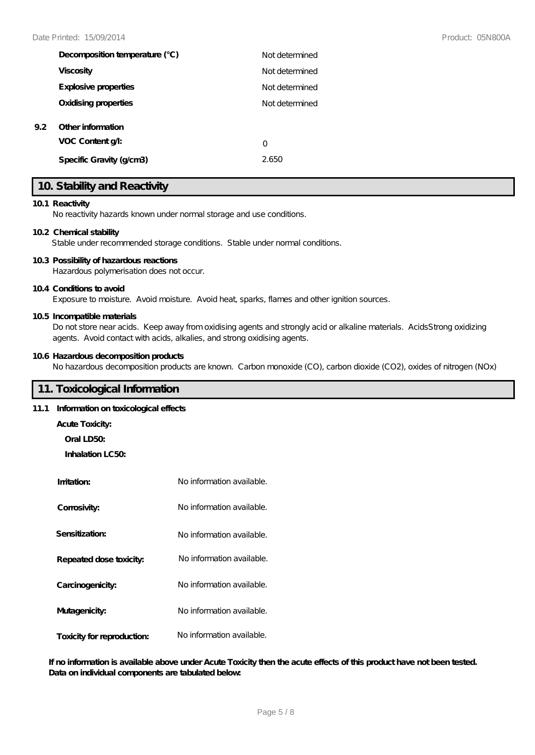| | |
|---|---|
| **Decomposition temperature (°C)** | Not determined |
| **Viscosity** | Not determined |
| **Explosive properties** | Not determined |
| **Oxidising properties** | Not determined |

**9.2 Other information**

| | |
|---|---|
| **VOC Content g/l:** | 0 |
| **Specific Gravity (g/cm3)** | 2.650 |

## 10. Stability and Reactivity

**10.1 Reactivity**

No reactivity hazards known under normal storage and use conditions.

**10.2 Chemical stability**

Stable under recommended storage conditions. Stable under normal conditions.

**10.3 Possibility of hazardous reactions**

Hazardous polymerisation does not occur.

**10.4 Conditions to avoid**

Exposure to moisture. Avoid moisture. Avoid heat, sparks, flames and other ignition sources.

**10.5 Incompatible materials**

Do not store near acids. Keep away from oxidising agents and strongly acid or alkaline materials. AcidsStrong oxidizing agents. Avoid contact with acids, alkalies, and strong oxidising agents.

**10.6 Hazardous decomposition products**

No hazardous decomposition products are known. Carbon monoxide (CO), carbon dioxide ($CO_2$), oxides of nitrogen ($NO_x$)

## 11. Toxicological Information

**11.1 Information on toxicological effects**

**Acute Toxicity:**

**Oral LD50:**

**Inhalation LC50:**

| | |
|---|---|
| **Irritation:** | No information available. |
| **Corrosivity:** | No information available. |
| **Sensitization:** | No information available. |
| **Repeated dose toxicity:** | No information available. |
| **Carcinogenicity:** | No information available. |
| **Mutagenicity:** | No information available. |
| **Toxicity for reproduction:** | No information available. |

**If no information is available above under Acute Toxicity then the acute effects of this product have not been tested. Data on individual components are tabulated below:**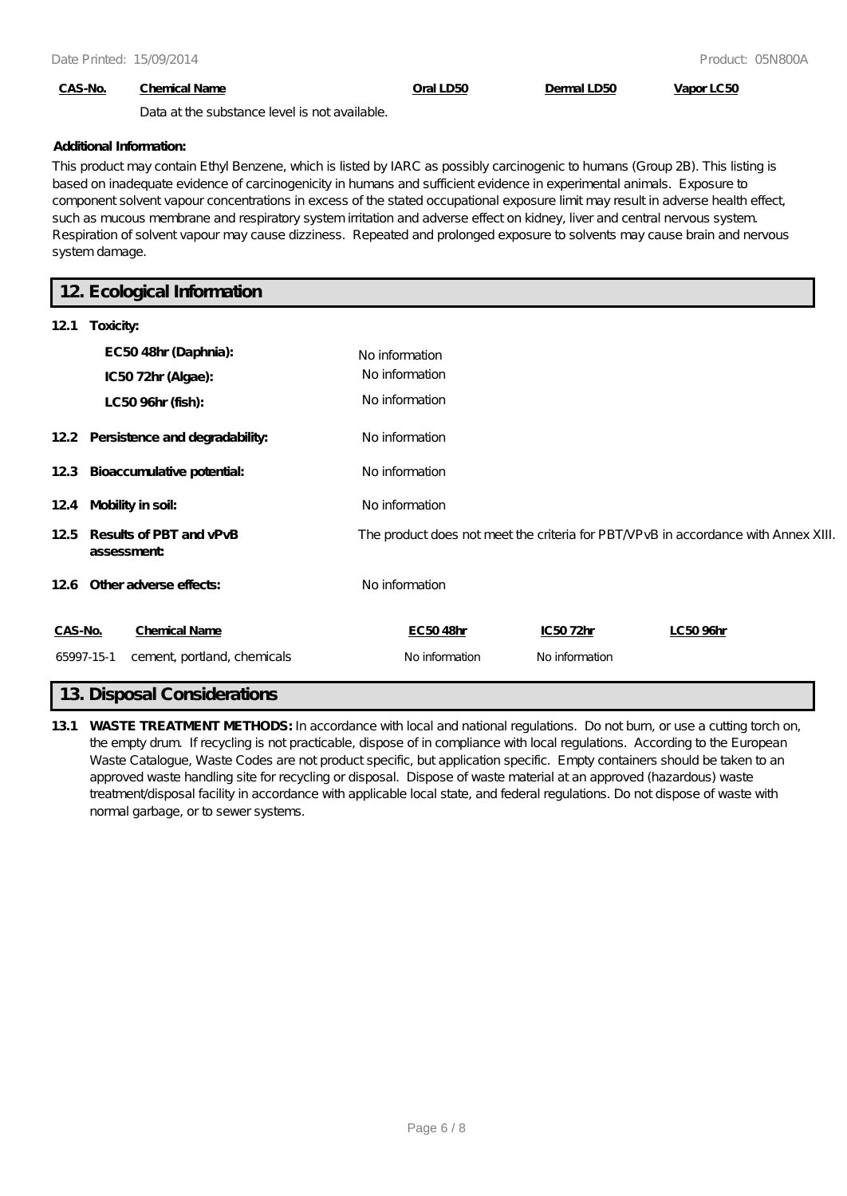| CAS-No. | Chemical Name | Oral LD50 | Dermal LD50 | Vapor LC50 |
|---|---|---|---|---|
| | Data at the substance level is not available. | | | |

**Additional Information:**

This product may contain Ethyl Benzene, which is listed by IARC as possibly carcinogenic to humans (Group 2B). This listing is based on inadequate evidence of carcinogenicity in humans and sufficient evidence in experimental animals. Exposure to component solvent vapour concentrations in excess of the stated occupational exposure limit may result in adverse health effect, such as mucous membrane and respiratory system irritation and adverse effect on kidney, liver and central nervous system. Respiration of solvent vapour may cause dizziness. Repeated and prolonged exposure to solvents may cause brain and nervous system damage.

## 12. Ecological Information

**12.1 Toxicity:**

| | |
|---|---|
| **EC50 48hr (Daphnia):** | No information |
| **IC50 72hr (Algae):** | No information |
| **LC50 96hr (fish):** | No information |

**12.2 Persistence and degradability:** No information

**12.3 Bioaccumulative potential:** No information

**12.4 Mobility in soil:** No information

**12.5 Results of PBT and vPvB assessment:** The product does not meet the criteria for PBT/VPvB in accordance with Annex XIII.

**12.6 Other adverse effects:** No information

| CAS-No. | Chemical Name | EC50 48hr | IC50 72hr | LC50 96hr |
|---|---|---|---|---|
| 65997-15-1 | cement, portland, chemicals | No information | No information | |

## 13. Disposal Considerations

**13.1 WASTE TREATMENT METHODS:** In accordance with local and national regulations. Do not burn, or use a cutting torch on, the empty drum. If recycling is not practicable, dispose of in compliance with local regulations. According to the European Waste Catalogue, Waste Codes are not product specific, but application specific. Empty containers should be taken to an approved waste handling site for recycling or disposal. Dispose of waste material at an approved (hazardous) waste treatment/disposal facility in accordance with applicable local state, and federal regulations. Do not dispose of waste with normal garbage, or to sewer systems.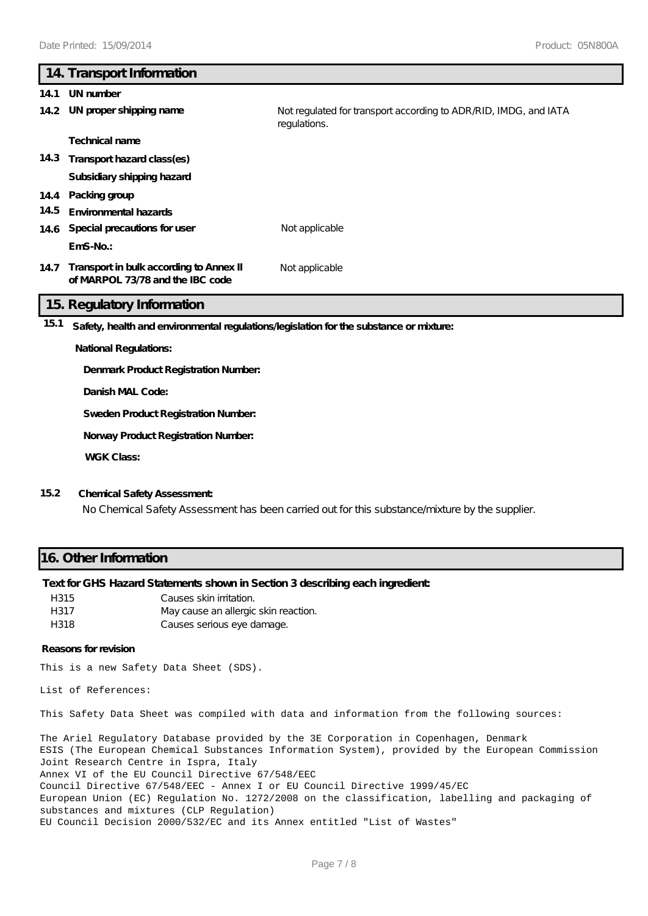## 14. Transport Information

**14.1 UN number**

**14.2 UN proper shipping name** — Not regulated for transport according to ADR/RID, IMDG, and IATA regulations.

**Technical name**

**14.3 Transport hazard class(es)**

**Subsidiary shipping hazard**

**14.4 Packing group**

**14.5 Environmental hazards**

**14.6 Special precautions for user** — Not applicable

**EmS-No.:**

**14.7 Transport in bulk according to Annex II of MARPOL 73/78 and the IBC code** — Not applicable

## 15. Regulatory Information

**15.1 Safety, health and environmental regulations/legislation for the substance or mixture:**

**National Regulations:**

**Denmark Product Registration Number:**

**Danish MAL Code:**

**Sweden Product Registration Number:**

**Norway Product Registration Number:**

**WGK Class:**

**15.2 Chemical Safety Assessment:**

No Chemical Safety Assessment has been carried out for this substance/mixture by the supplier.

## 16. Other Information

**Text for GHS Hazard Statements shown in Section 3 describing each ingredient:**

| | |
|---|---|
| H315 | Causes skin irritation. |
| H317 | May cause an allergic skin reaction. |
| H318 | Causes serious eye damage. |

**Reasons for revision**

This is a new Safety Data Sheet (SDS).

List of References:

This Safety Data Sheet was compiled with data and information from the following sources:

The Ariel Regulatory Database provided by the 3E Corporation in Copenhagen, Denmark
ESIS (The European Chemical Substances Information System), provided by the European Commission Joint Research Centre in Ispra, Italy
Annex VI of the EU Council Directive 67/548/EEC
Council Directive 67/548/EEC - Annex I or EU Council Directive 1999/45/EC
European Union (EC) Regulation No. 1272/2008 on the classification, labelling and packaging of substances and mixtures (CLP Regulation)
EU Council Decision 2000/532/EC and its Annex entitled "List of Wastes"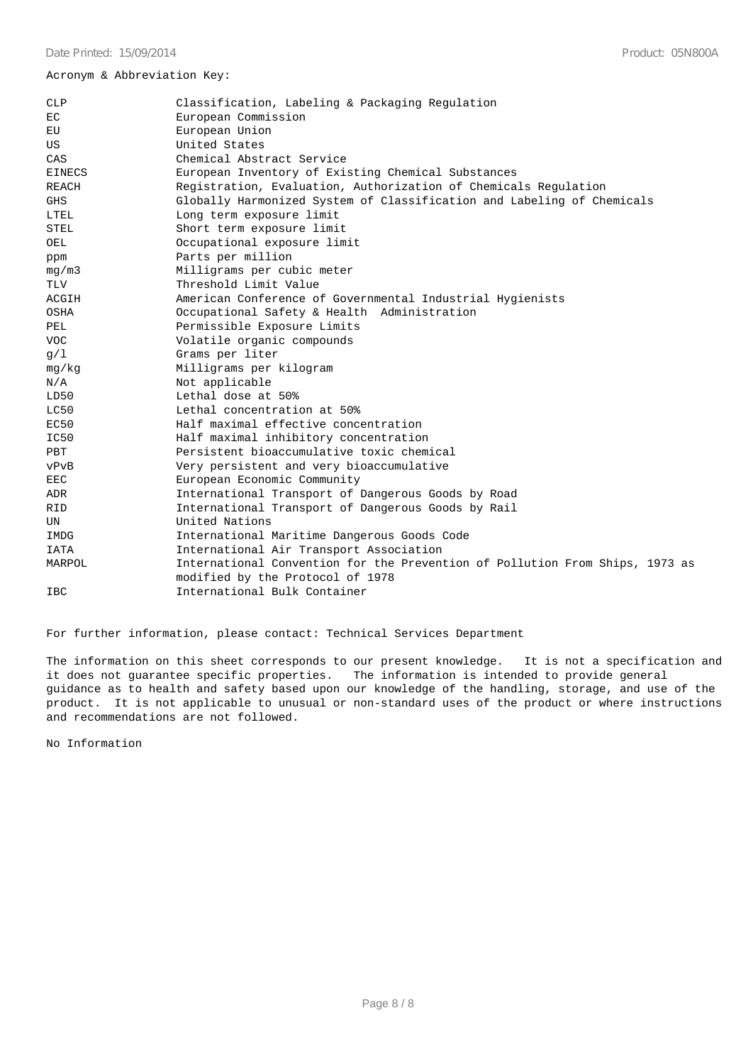Acronym & Abbreviation Key:

| | |
|---|---|
| CLP | Classification, Labeling & Packaging Regulation |
| EC | European Commission |
| EU | European Union |
| US | United States |
| CAS | Chemical Abstract Service |
| EINECS | European Inventory of Existing Chemical Substances |
| REACH | Registration, Evaluation, Authorization of Chemicals Regulation |
| GHS | Globally Harmonized System of Classification and Labeling of Chemicals |
| LTEL | Long term exposure limit |
| STEL | Short term exposure limit |
| OEL | Occupational exposure limit |
| ppm | Parts per million |
| mg/m3 | Milligrams per cubic meter |
| TLV | Threshold Limit Value |
| ACGIH | American Conference of Governmental Industrial Hygienists |
| OSHA | Occupational Safety & Health Administration |
| PEL | Permissible Exposure Limits |
| VOC | Volatile organic compounds |
| g/l | Grams per liter |
| mg/kg | Milligrams per kilogram |
| N/A | Not applicable |
| LD50 | Lethal dose at 50% |
| LC50 | Lethal concentration at 50% |
| EC50 | Half maximal effective concentration |
| IC50 | Half maximal inhibitory concentration |
| PBT | Persistent bioaccumulative toxic chemical |
| vPvB | Very persistent and very bioaccumulative |
| EEC | European Economic Community |
| ADR | International Transport of Dangerous Goods by Road |
| RID | International Transport of Dangerous Goods by Rail |
| UN | United Nations |
| IMDG | International Maritime Dangerous Goods Code |
| IATA | International Air Transport Association |
| MARPOL | International Convention for the Prevention of Pollution From Ships, 1973 as modified by the Protocol of 1978 |
| IBC | International Bulk Container |

For further information, please contact: Technical Services Department

The information on this sheet corresponds to our present knowledge. It is not a specification and it does not guarantee specific properties. The information is intended to provide general guidance as to health and safety based upon our knowledge of the handling, storage, and use of the product. It is not applicable to unusual or non-standard uses of the product or where instructions and recommendations are not followed.

No Information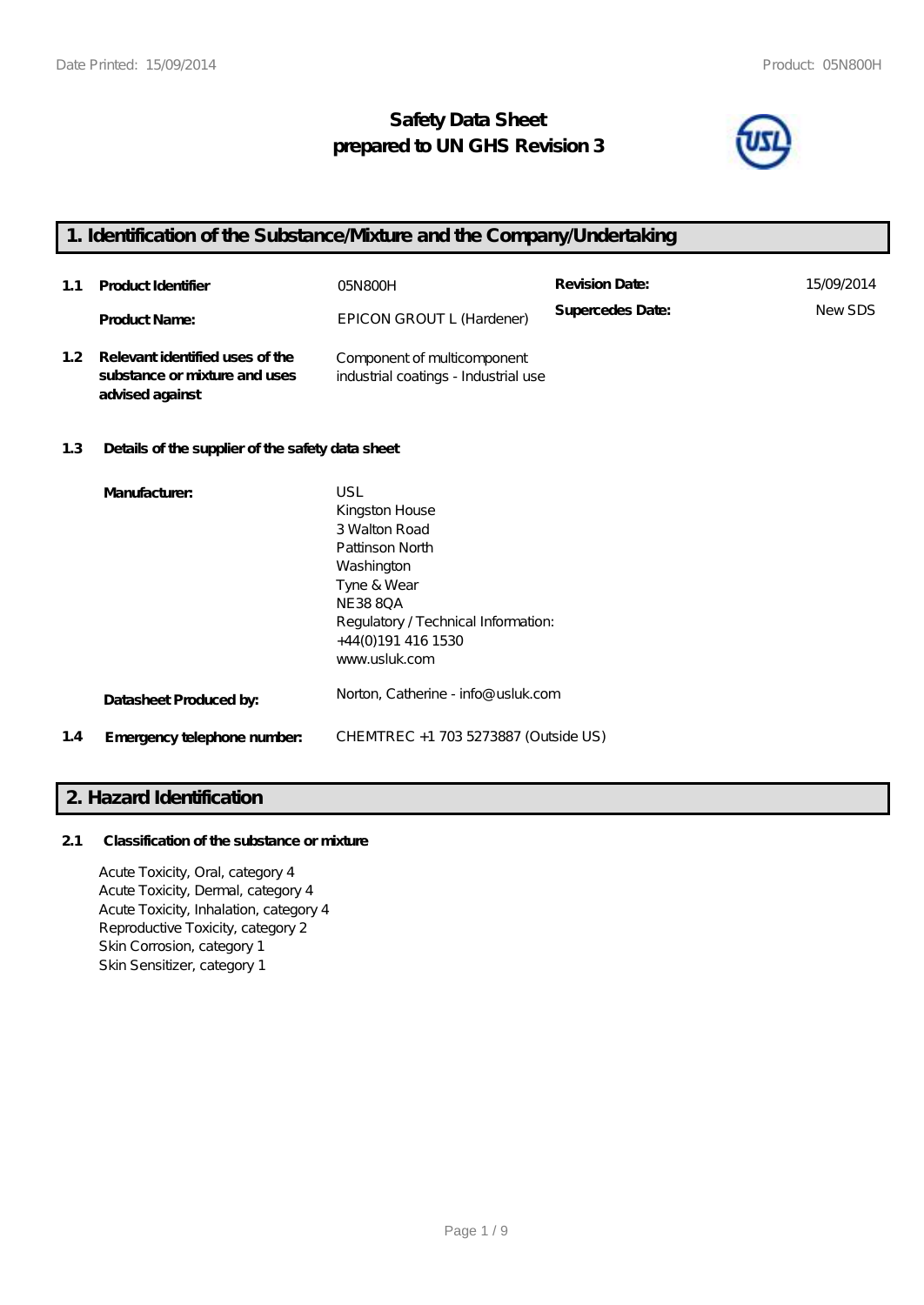# Safety Data Sheet
# prepared to UN GHS Revision 3

## 1. Identification of the Substance/Mixture and the Company/Undertaking

| | | | | |
|---|---|---|---|---|
| **1.1** | **Product Identifier** | 05N800H | **Revision Date:** | 15/09/2014 |
| | **Product Name:** | EPICON GROUT L (Hardener) | **Supercedes Date:** | New SDS |
| **1.2** | **Relevant identified uses of the substance or mixture and uses advised against** | Component of multicomponent industrial coatings - Industrial use | | |

**1.3 Details of the supplier of the safety data sheet**

**Manufacturer:**

USL
Kingston House
3 Walton Road
Pattinson North
Washington
Tyne & Wear
NE38 8QA
Regulatory / Technical Information:
+44(0)191 416 1530
www.usluk.com

**Datasheet Produced by:** Norton, Catherine - info@usluk.com

**1.4 Emergency telephone number:** CHEMTREC +1 703 5273887 (Outside US)

## 2. Hazard Identification

**2.1 Classification of the substance or mixture**

Acute Toxicity, Oral, category 4
Acute Toxicity, Dermal, category 4
Acute Toxicity, Inhalation, category 4
Reproductive Toxicity, category 2
Skin Corrosion, category 1
Skin Sensitizer, category 1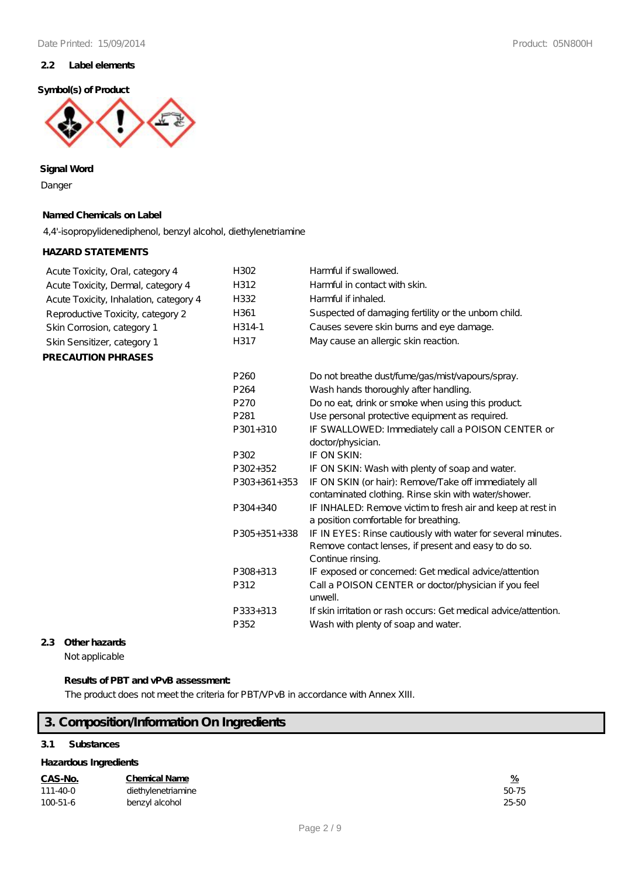### 2.2 Label elements

**Symbol(s) of Product**

**Signal Word**

Danger

**Named Chemicals on Label**

4,4'-isopropylidenediphenol, benzyl alcohol, diethylenetriamine

**HAZARD STATEMENTS**

| | | |
|---|---|---|
| Acute Toxicity, Oral, category 4 | H302 | Harmful if swallowed. |
| Acute Toxicity, Dermal, category 4 | H312 | Harmful in contact with skin. |
| Acute Toxicity, Inhalation, category 4 | H332 | Harmful if inhaled. |
| Reproductive Toxicity, category 2 | H361 | Suspected of damaging fertility or the unborn child. |
| Skin Corrosion, category 1 | H314-1 | Causes severe skin burns and eye damage. |
| Skin Sensitizer, category 1 | H317 | May cause an allergic skin reaction. |

**PRECAUTION PHRASES**

| | |
|---|---|
| P260 | Do not breathe dust/fume/gas/mist/vapours/spray. |
| P264 | Wash hands thoroughly after handling. |
| P270 | Do no eat, drink or smoke when using this product. |
| P281 | Use personal protective equipment as required. |
| P301+310 | IF SWALLOWED: Immediately call a POISON CENTER or doctor/physician. |
| P302 | IF ON SKIN: |
| P302+352 | IF ON SKIN: Wash with plenty of soap and water. |
| P303+361+353 | IF ON SKIN (or hair): Remove/Take off immediately all contaminated clothing. Rinse skin with water/shower. |
| P304+340 | IF INHALED: Remove victim to fresh air and keep at rest in a position comfortable for breathing. |
| P305+351+338 | IF IN EYES: Rinse cautiously with water for several minutes. Remove contact lenses, if present and easy to do so. Continue rinsing. |
| P308+313 | IF exposed or concerned: Get medical advice/attention |
| P312 | Call a POISON CENTER or doctor/physician if you feel unwell. |
| P333+313 | If skin irritation or rash occurs: Get medical advice/attention. |
| P352 | Wash with plenty of soap and water. |

### 2.3 Other hazards

Not applicable

**Results of PBT and vPvB assessment:**

The product does not meet the criteria for PBT/VPvB in accordance with Annex XIII.

## 3. Composition/Information On Ingredients

### 3.1 Substances

**Hazardous Ingredients**

| CAS-No. | Chemical Name | % |
|---|---|---|
| 111-40-0 | diethylenetriamine | 50-75 |
| 100-51-6 | benzyl alcohol | 25-50 |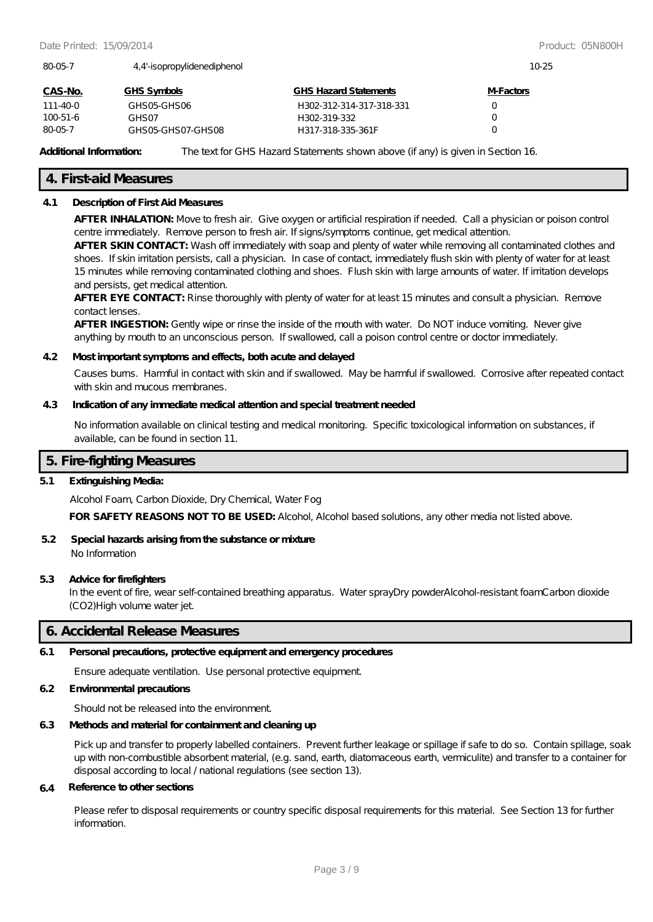| | | |
|---|---|---|
| 80-05-7 | 4,4'-isopropylidenediphenol | 10-25 |

| CAS-No. | GHS Symbols | GHS Hazard Statements | M-Factors |
|---|---|---|---|
| 111-40-0 | GHS05-GHS06 | H302-312-314-317-318-331 | 0 |
| 100-51-6 | GHS07 | H302-319-332 | 0 |
| 80-05-7 | GHS05-GHS07-GHS08 | H317-318-335-361F | 0 |

**Additional Information:** The text for GHS Hazard Statements shown above (if any) is given in Section 16.

## 4. First-aid Measures

**4.1 Description of First Aid Measures**

**AFTER INHALATION:** Move to fresh air. Give oxygen or artificial respiration if needed. Call a physician or poison control centre immediately. Remove person to fresh air. If signs/symptoms continue, get medical attention.

**AFTER SKIN CONTACT:** Wash off immediately with soap and plenty of water while removing all contaminated clothes and shoes. If skin irritation persists, call a physician. In case of contact, immediately flush skin with plenty of water for at least 15 minutes while removing contaminated clothing and shoes. Flush skin with large amounts of water. If irritation develops and persists, get medical attention.

**AFTER EYE CONTACT:** Rinse thoroughly with plenty of water for at least 15 minutes and consult a physician. Remove contact lenses.

**AFTER INGESTION:** Gently wipe or rinse the inside of the mouth with water. Do NOT induce vomiting. Never give anything by mouth to an unconscious person. If swallowed, call a poison control centre or doctor immediately.

**4.2 Most important symptoms and effects, both acute and delayed**

Causes burns. Harmful in contact with skin and if swallowed. May be harmful if swallowed. Corrosive after repeated contact with skin and mucous membranes.

**4.3 Indication of any immediate medical attention and special treatment needed**

No information available on clinical testing and medical monitoring. Specific toxicological information on substances, if available, can be found in section 11.

## 5. Fire-fighting Measures

**5.1 Extinguishing Media:**

Alcohol Foam, Carbon Dioxide, Dry Chemical, Water Fog

**FOR SAFETY REASONS NOT TO BE USED:** Alcohol, Alcohol based solutions, any other media not listed above.

**5.2 Special hazards arising from the substance or mixture**

No Information

**5.3 Advice for firefighters**

In the event of fire, wear self-contained breathing apparatus. Water sprayDry powderAlcohol-resistant foamCarbon dioxide (CO2)High volume water jet.

## 6. Accidental Release Measures

**6.1 Personal precautions, protective equipment and emergency procedures**

Ensure adequate ventilation. Use personal protective equipment.

**6.2 Environmental precautions**

Should not be released into the environment.

**6.3 Methods and material for containment and cleaning up**

Pick up and transfer to properly labelled containers. Prevent further leakage or spillage if safe to do so. Contain spillage, soak up with non-combustible absorbent material, (e.g. sand, earth, diatomaceous earth, vermiculite) and transfer to a container for disposal according to local / national regulations (see section 13).

**6.4 Reference to other sections**

Please refer to disposal requirements or country specific disposal requirements for this material. See Section 13 for further information.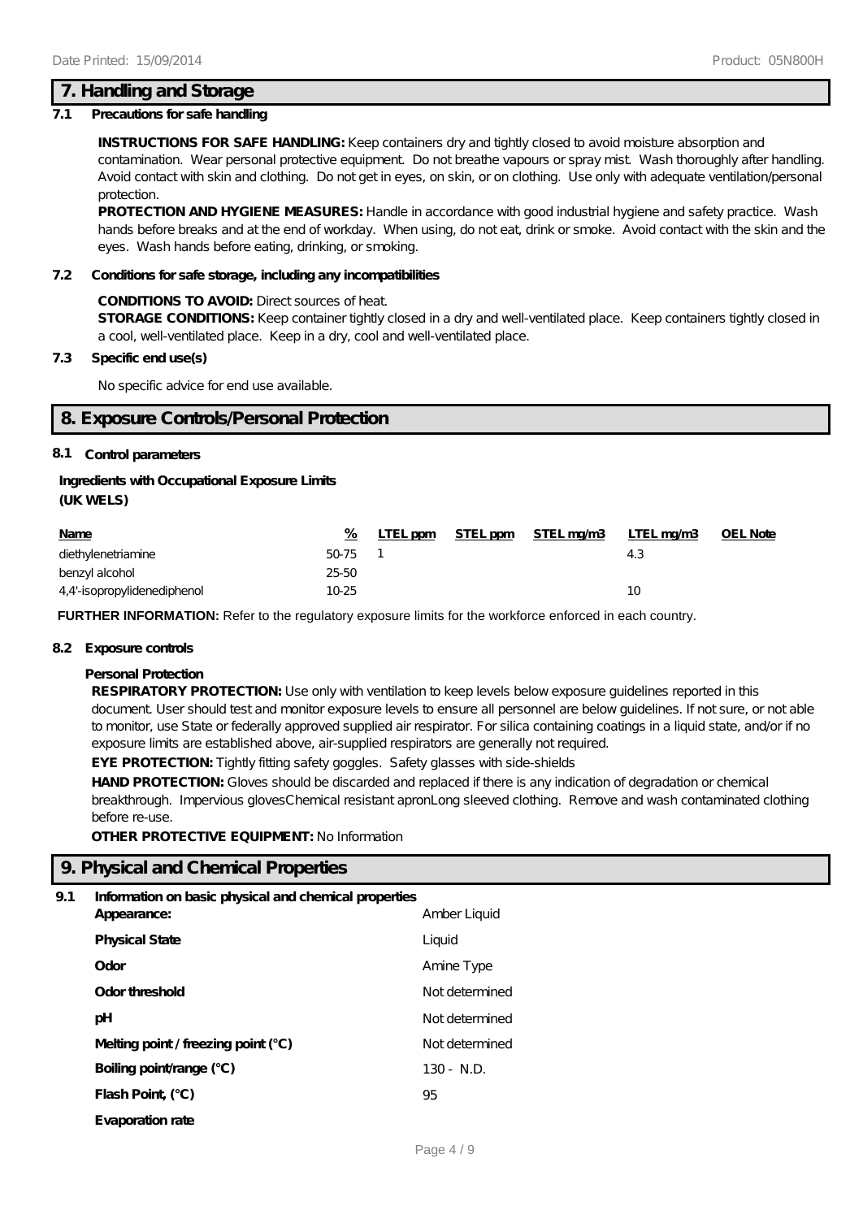## 7. Handling and Storage

### 7.1 Precautions for safe handling

**INSTRUCTIONS FOR SAFE HANDLING:** Keep containers dry and tightly closed to avoid moisture absorption and contamination. Wear personal protective equipment. Do not breathe vapours or spray mist. Wash thoroughly after handling. Avoid contact with skin and clothing. Do not get in eyes, on skin, or on clothing. Use only with adequate ventilation/personal protection.

**PROTECTION AND HYGIENE MEASURES:** Handle in accordance with good industrial hygiene and safety practice. Wash hands before breaks and at the end of workday. When using, do not eat, drink or smoke. Avoid contact with the skin and the eyes. Wash hands before eating, drinking, or smoking.

### 7.2 Conditions for safe storage, including any incompatibilities

**CONDITIONS TO AVOID:** Direct sources of heat.

**STORAGE CONDITIONS:** Keep container tightly closed in a dry and well-ventilated place. Keep containers tightly closed in a cool, well-ventilated place. Keep in a dry, cool and well-ventilated place.

### 7.3 Specific end use(s)

No specific advice for end use available.

## 8. Exposure Controls/Personal Protection

### 8.1 Control parameters

**Ingredients with Occupational Exposure Limits (UK WELS)**

| Name | % | LTEL ppm | STEL ppm | STEL mg/m3 | LTEL mg/m3 | OEL Note |
|---|---|---|---|---|---|---|
| diethylenetriamine | 50-75 | 1 | | | 4.3 | |
| benzyl alcohol | 25-50 | | | | | |
| 4,4'-isopropylidenediphenol | 10-25 | | | | 10 | |

**FURTHER INFORMATION:** Refer to the regulatory exposure limits for the workforce enforced in each country.

### 8.2 Exposure controls

**Personal Protection**

**RESPIRATORY PROTECTION:** Use only with ventilation to keep levels below exposure guidelines reported in this document. User should test and monitor exposure levels to ensure all personnel are below guidelines. If not sure, or not able to monitor, use State or federally approved supplied air respirator. For silica containing coatings in a liquid state, and/or if no exposure limits are established above, air-supplied respirators are generally not required.

**EYE PROTECTION:** Tightly fitting safety goggles. Safety glasses with side-shields

**HAND PROTECTION:** Gloves should be discarded and replaced if there is any indication of degradation or chemical breakthrough. Impervious glovesChemical resistant apronLong sleeved clothing. Remove and wash contaminated clothing before re-use.

**OTHER PROTECTIVE EQUIPMENT:** No Information

## 9. Physical and Chemical Properties

### 9.1 Information on basic physical and chemical properties

| | |
|---|---|
| **Appearance:** | Amber Liquid |
| **Physical State** | Liquid |
| **Odor** | Amine Type |
| **Odor threshold** | Not determined |
| **pH** | Not determined |
| **Melting point / freezing point (°C)** | Not determined |
| **Boiling point/range (°C)** | 130 - N.D. |
| **Flash Point, (°C)** | 95 |
| **Evaporation rate** | |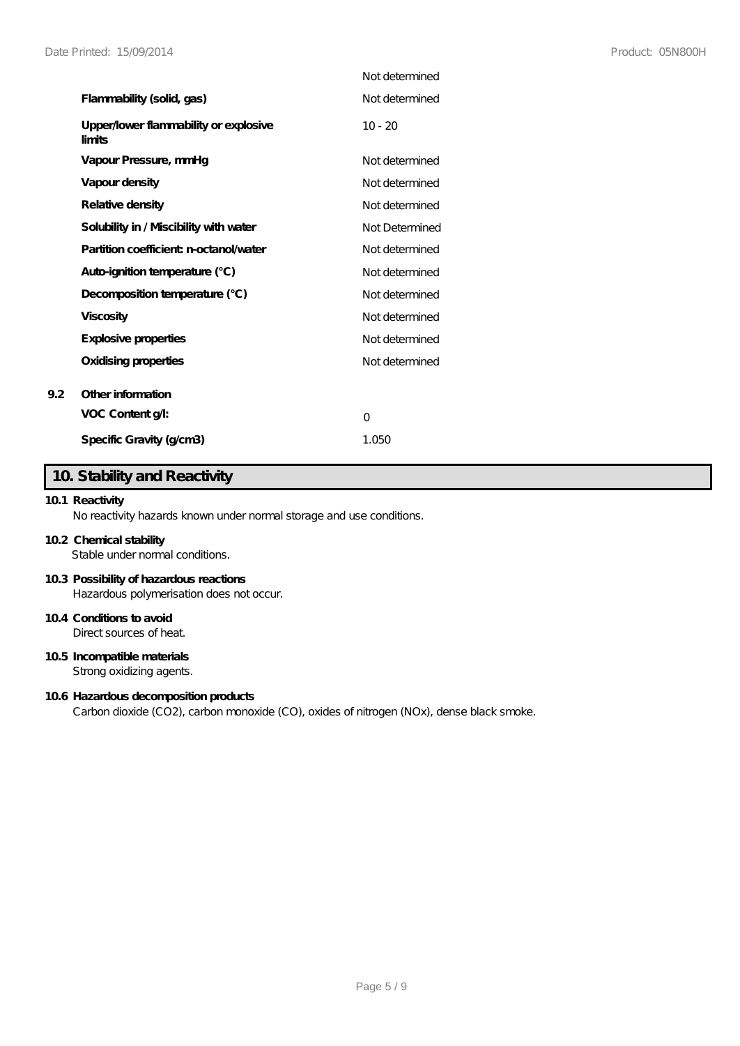| | |
|---|---|
| | Not determined |
| **Flammability (solid, gas)** | Not determined |
| **Upper/lower flammability or explosive limits** | 10 - 20 |
| **Vapour Pressure, mmHg** | Not determined |
| **Vapour density** | Not determined |
| **Relative density** | Not determined |
| **Solubility in / Miscibility with water** | Not Determined |
| **Partition coefficient: n-octanol/water** | Not determined |
| **Auto-ignition temperature (°C)** | Not determined |
| **Decomposition temperature (°C)** | Not determined |
| **Viscosity** | Not determined |
| **Explosive properties** | Not determined |
| **Oxidising properties** | Not determined |

**9.2 Other information**

| | |
|---|---|
| **VOC Content g/l:** | 0 |
| **Specific Gravity (g/cm3)** | 1.050 |

## 10. Stability and Reactivity

**10.1 Reactivity**

No reactivity hazards known under normal storage and use conditions.

**10.2 Chemical stability**

Stable under normal conditions.

**10.3 Possibility of hazardous reactions**

Hazardous polymerisation does not occur.

**10.4 Conditions to avoid**

Direct sources of heat.

**10.5 Incompatible materials**

Strong oxidizing agents.

**10.6 Hazardous decomposition products**

Carbon dioxide ($CO_2$), carbon monoxide (CO), oxides of nitrogen ($NO_x$), dense black smoke.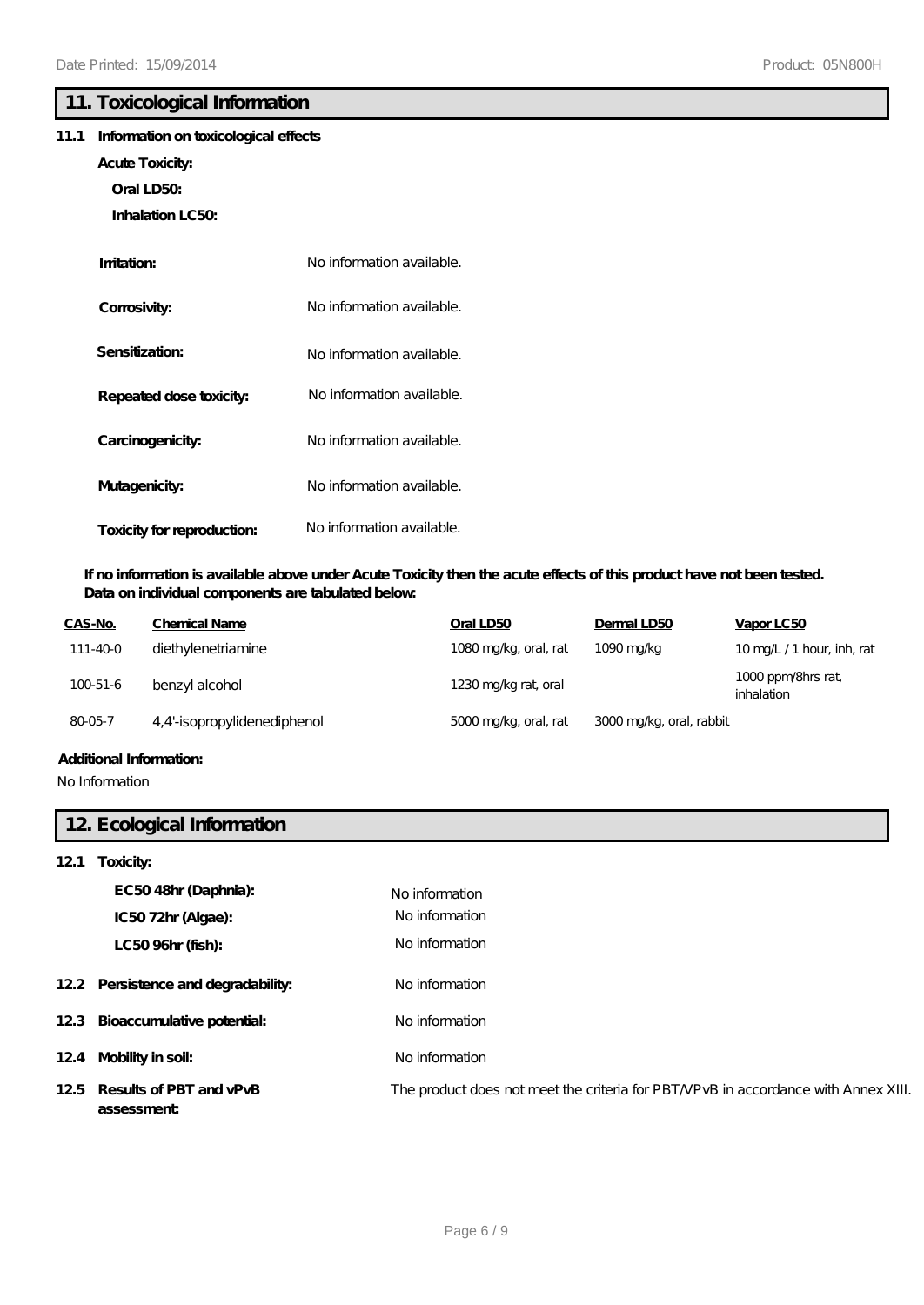## 11. Toxicological Information

**11.1 Information on toxicological effects**

**Acute Toxicity:**

**Oral LD50:**

**Inhalation LC50:**

**Irritation:** No information available.

**Corrosivity:** No information available.

**Sensitization:** No information available.

**Repeated dose toxicity:** No information available.

**Carcinogenicity:** No information available.

**Mutagenicity:** No information available.

**Toxicity for reproduction:** No information available.

**If no information is available above under Acute Toxicity then the acute effects of this product have not been tested. Data on individual components are tabulated below:**

| CAS-No. | Chemical Name | Oral LD50 | Dermal LD50 | Vapor LC50 |
|---|---|---|---|---|
| 111-40-0 | diethylenetriamine | 1080 mg/kg, oral, rat | 1090 mg/kg | 10 mg/L / 1 hour, inh, rat |
| 100-51-6 | benzyl alcohol | 1230 mg/kg rat, oral | | 1000 ppm/8hrs rat, inhalation |
| 80-05-7 | 4,4'-isopropylidenediphenol | 5000 mg/kg, oral, rat | 3000 mg/kg, oral, rabbit | |

**Additional Information:**

No Information

## 12. Ecological Information

**12.1 Toxicity:**

**EC50 48hr (Daphnia):** No information

**IC50 72hr (Algae):** No information

**LC50 96hr (fish):** No information

**12.2 Persistence and degradability:** No information

**12.3 Bioaccumulative potential:** No information

**12.4 Mobility in soil:** No information

**12.5 Results of PBT and vPvB assessment:** The product does not meet the criteria for PBT/VPvB in accordance with Annex XIII.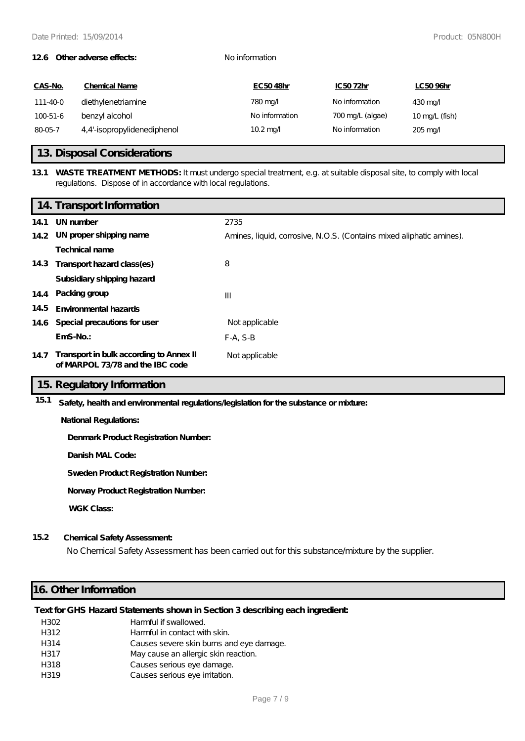**12.6 Other adverse effects:** No information

| CAS-No. | Chemical Name | EC50 48hr | IC50 72hr | LC50 96hr |
| --- | --- | --- | --- | --- |
| 111-40-0 | diethylenetriamine | 780 mg/l | No information | 430 mg/l |
| 100-51-6 | benzyl alcohol | No information | 700 mg/L (algae) | 10 mg/L (fish) |
| 80-05-7 | 4,4'-isopropylidenediphenol | 10.2 mg/l | No information | 205 mg/l |

## 13. Disposal Considerations

**13.1 WASTE TREATMENT METHODS:** It must undergo special treatment, e.g. at suitable disposal site, to comply with local regulations. Dispose of in accordance with local regulations.

## 14. Transport Information

| | | |
| --- | --- | --- |
| **14.1** | **UN number** | 2735 |
| **14.2** | **UN proper shipping name** | Amines, liquid, corrosive, N.O.S. (Contains mixed aliphatic amines). |
| | **Technical name** | |
| **14.3** | **Transport hazard class(es)** | 8 |
| | **Subsidiary shipping hazard** | |
| **14.4** | **Packing group** | III |
| **14.5** | **Environmental hazards** | |
| **14.6** | **Special precautions for user** | Not applicable |
| | **EmS-No.:** | F-A, S-B |
| **14.7** | **Transport in bulk according to Annex II of MARPOL 73/78 and the IBC code** | Not applicable |

## 15. Regulatory Information

**15.1 Safety, health and environmental regulations/legislation for the substance or mixture:**

**National Regulations:**

**Denmark Product Registration Number:**

**Danish MAL Code:**

**Sweden Product Registration Number:**

**Norway Product Registration Number:**

**WGK Class:**

**15.2 Chemical Safety Assessment:**

No Chemical Safety Assessment has been carried out for this substance/mixture by the supplier.

## 16. Other Information

**Text for GHS Hazard Statements shown in Section 3 describing each ingredient:**

| | |
| --- | --- |
| H302 | Harmful if swallowed. |
| H312 | Harmful in contact with skin. |
| H314 | Causes severe skin burns and eye damage. |
| H317 | May cause an allergic skin reaction. |
| H318 | Causes serious eye damage. |
| H319 | Causes serious eye irritation. |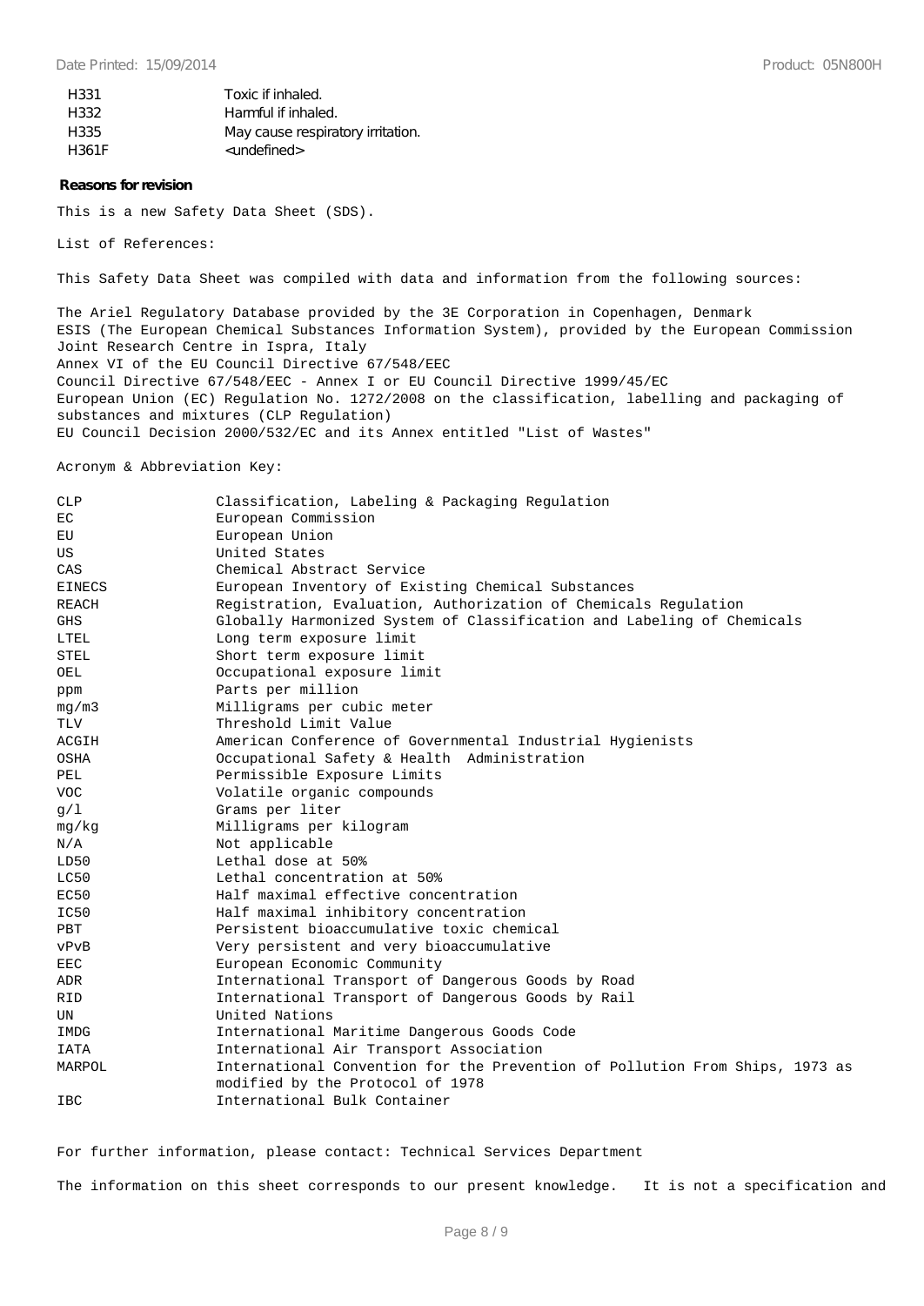| | |
|---|---|
| H331 | Toxic if inhaled. |
| H332 | Harmful if inhaled. |
| H335 | May cause respiratory irritation. |
| H361F | <undefined> |

**Reasons for revision**

This is a new Safety Data Sheet (SDS).

List of References:

This Safety Data Sheet was compiled with data and information from the following sources:

The Ariel Regulatory Database provided by the 3E Corporation in Copenhagen, Denmark
ESIS (The European Chemical Substances Information System), provided by the European Commission Joint Research Centre in Ispra, Italy
Annex VI of the EU Council Directive 67/548/EEC
Council Directive 67/548/EEC - Annex I or EU Council Directive 1999/45/EC
European Union (EC) Regulation No. 1272/2008 on the classification, labelling and packaging of substances and mixtures (CLP Regulation)
EU Council Decision 2000/532/EC and its Annex entitled "List of Wastes"

Acronym & Abbreviation Key:

| | |
|---|---|
| CLP | Classification, Labeling & Packaging Regulation |
| EC | European Commission |
| EU | European Union |
| US | United States |
| CAS | Chemical Abstract Service |
| EINECS | European Inventory of Existing Chemical Substances |
| REACH | Registration, Evaluation, Authorization of Chemicals Regulation |
| GHS | Globally Harmonized System of Classification and Labeling of Chemicals |
| LTEL | Long term exposure limit |
| STEL | Short term exposure limit |
| OEL | Occupational exposure limit |
| ppm | Parts per million |
| mg/m3 | Milligrams per cubic meter |
| TLV | Threshold Limit Value |
| ACGIH | American Conference of Governmental Industrial Hygienists |
| OSHA | Occupational Safety & Health Administration |
| PEL | Permissible Exposure Limits |
| VOC | Volatile organic compounds |
| g/l | Grams per liter |
| mg/kg | Milligrams per kilogram |
| N/A | Not applicable |
| LD50 | Lethal dose at 50% |
| LC50 | Lethal concentration at 50% |
| EC50 | Half maximal effective concentration |
| IC50 | Half maximal inhibitory concentration |
| PBT | Persistent bioaccumulative toxic chemical |
| vPvB | Very persistent and very bioaccumulative |
| EEC | European Economic Community |
| ADR | International Transport of Dangerous Goods by Road |
| RID | International Transport of Dangerous Goods by Rail |
| UN | United Nations |
| IMDG | International Maritime Dangerous Goods Code |
| IATA | International Air Transport Association |
| MARPOL | International Convention for the Prevention of Pollution From Ships, 1973 as modified by the Protocol of 1978 |
| IBC | International Bulk Container |

For further information, please contact: Technical Services Department

The information on this sheet corresponds to our present knowledge. It is not a specification and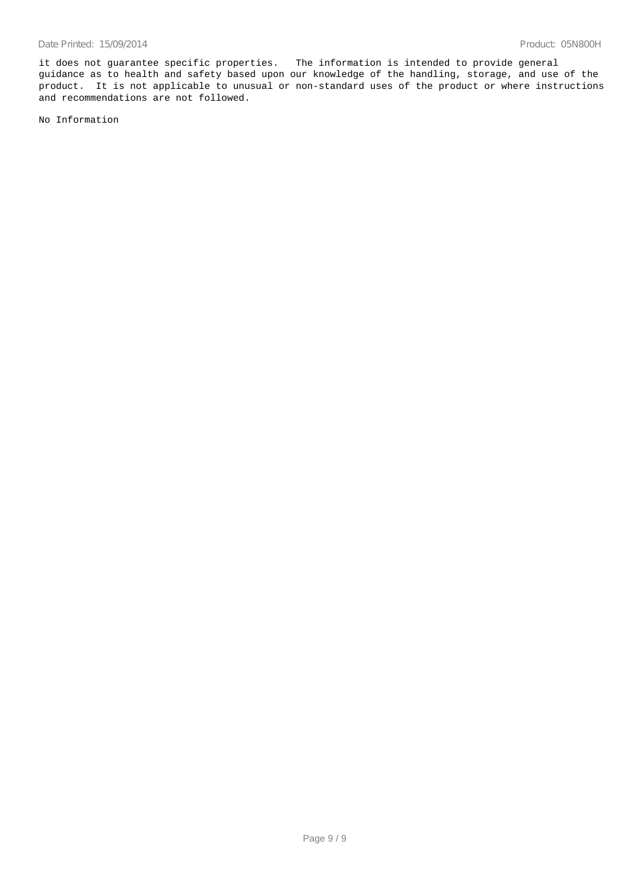it does not guarantee specific properties. The information is intended to provide general guidance as to health and safety based upon our knowledge of the handling, storage, and use of the product. It is not applicable to unusual or non-standard uses of the product or where instructions and recommendations are not followed.

No Information